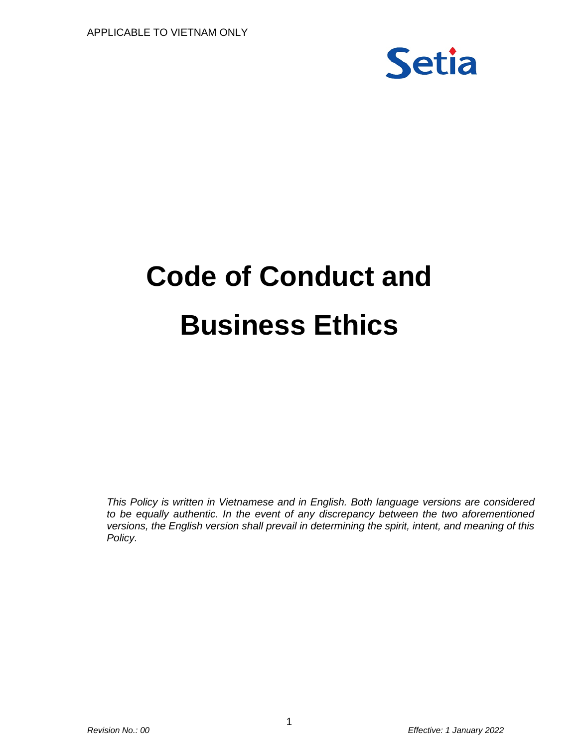APPLICABLE TO VIETNAM ONLY

Setia

# Code of Conduct and Business Ethics

*This Policy is written in Vietnamese and in English. Both language versions are considered to be equally authentic. In the event of any discrepancy between the two aforementioned versions, the English version shall prevail in determining the spirit, intent, and meaning of this Policy.*

*Revision No.: 00*

*Effective: 1 January 2022*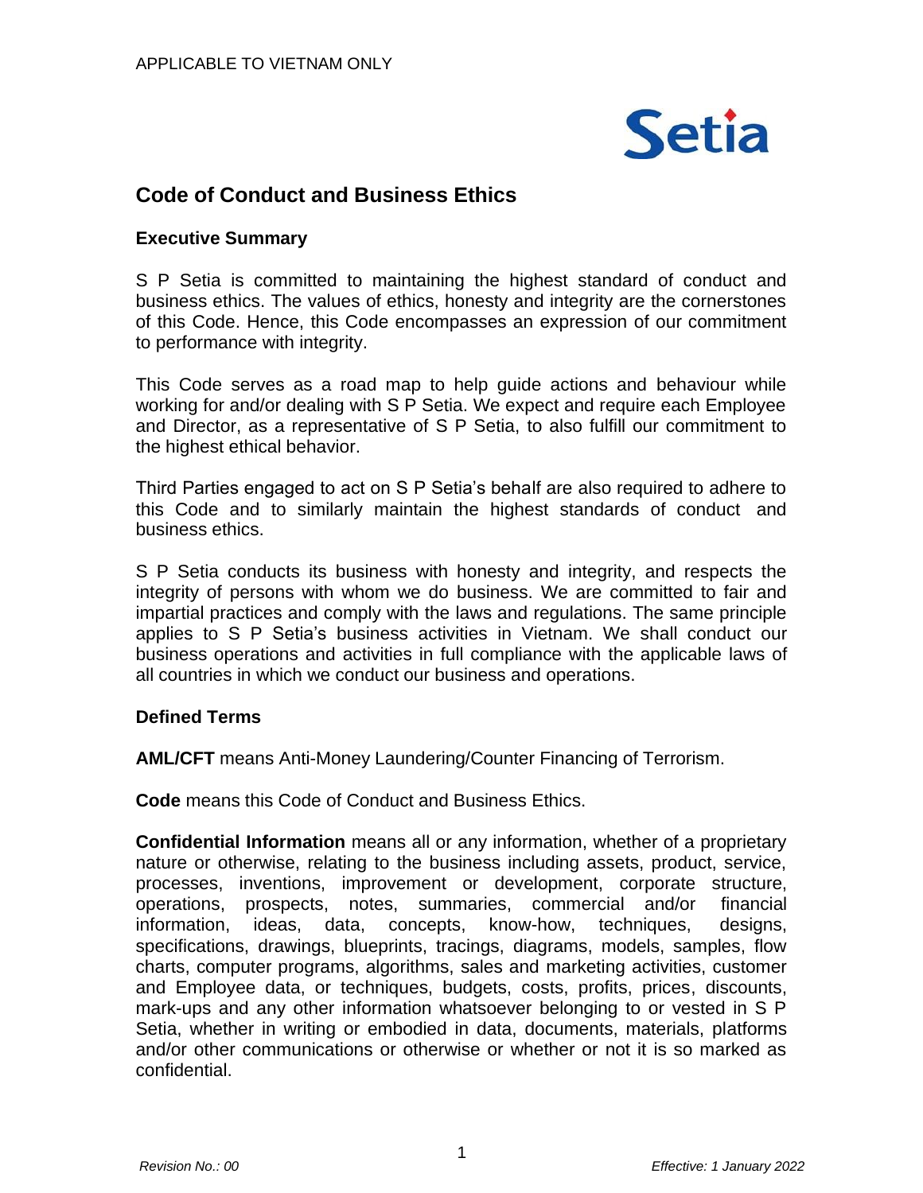APPLICABLE TO VIETNAM ONLY

# Code of Conduct and Business Ethics

## Executive Summary

S P Setia is committed to maintaining the highest standard of conduct and business ethics. The values of ethics, honesty and integrity are the cornerstones of this Code. Hence, this Code encompasses an expression of our commitment to performance with integrity.

This Code serves as a road map to help guide actions and behaviour while working for and/or dealing with S P Setia. We expect and require each Employee and Director, as a representative of S P Setia, to also fulfill our commitment to the highest ethical behavior.

Third Parties engaged to act on S P Setia's behalf are also required to adhere to this Code and to similarly maintain the highest standards of conduct and business ethics.

S P Setia conducts its business with honesty and integrity, and respects the integrity of persons with whom we do business. We are committed to fair and impartial practices and comply with the laws and regulations. The same principle applies to S P Setia's business activities in Vietnam. We shall conduct our business operations and activities in full compliance with the applicable laws of all countries in which we conduct our business and operations.

## Defined Terms

**AML/CFT** means Anti-Money Laundering/Counter Financing of Terrorism.

**Code** means this Code of Conduct and Business Ethics.

**Confidential Information** means all or any information, whether of a proprietary nature or otherwise, relating to the business including assets, product, service, processes, inventions, improvement or development, corporate structure, operations, prospects, notes, summaries, commercial and/or financial information, ideas, data, concepts, know-how, techniques, designs, specifications, drawings, blueprints, tracings, diagrams, models, samples, flow charts, computer programs, algorithms, sales and marketing activities, customer and Employee data, or techniques, budgets, costs, profits, prices, discounts, mark-ups and any other information whatsoever belonging to or vested in S P Setia, whether in writing or embodied in data, documents, materials, platforms and/or other communications or otherwise or whether or not it is so marked as confidential.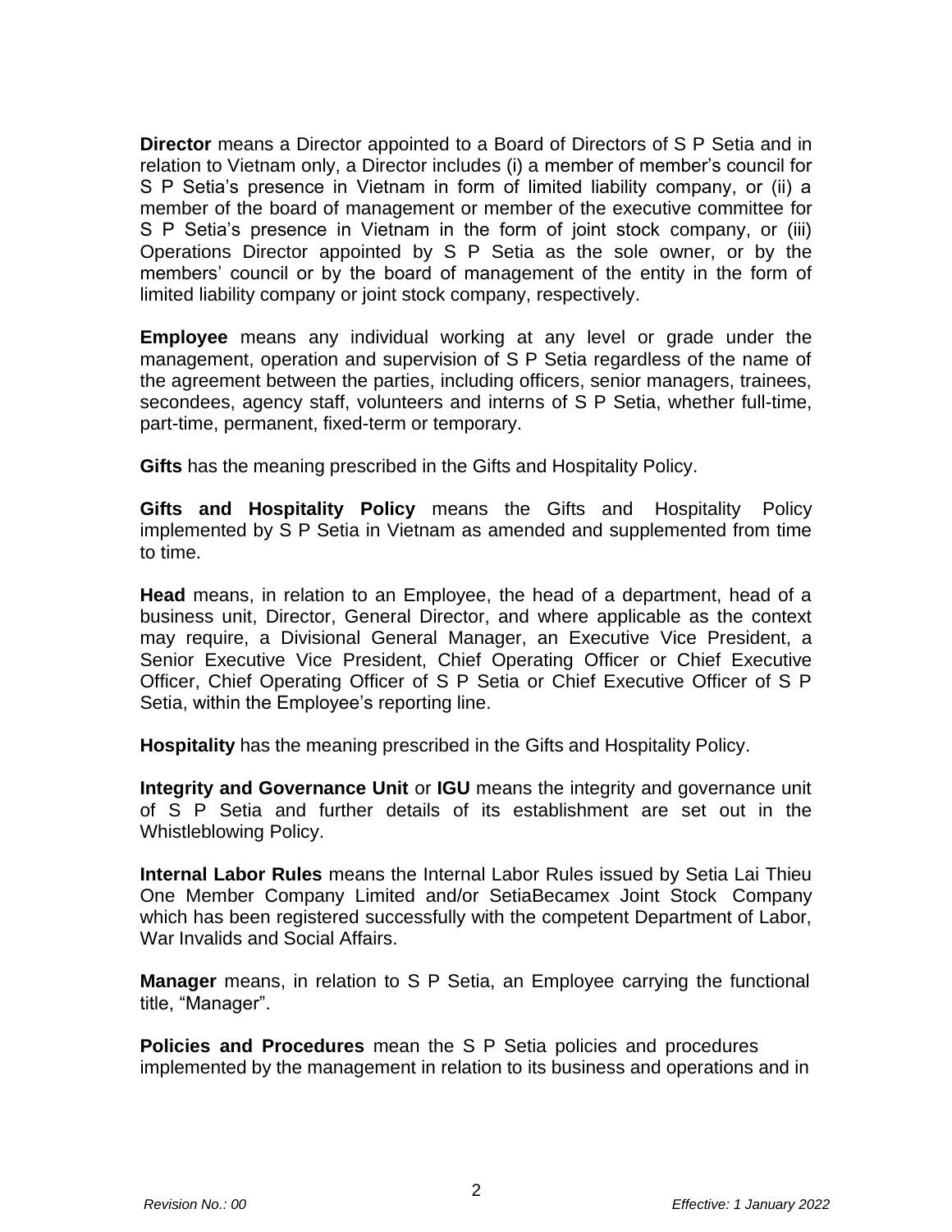**Director** means a Director appointed to a Board of Directors of S P Setia and in relation to Vietnam only, a Director includes (i) a member of member's council for S P Setia's presence in Vietnam in form of limited liability company, or (ii) a member of the board of management or member of the executive committee for S P Setia's presence in Vietnam in the form of joint stock company, or (iii) Operations Director appointed by S P Setia as the sole owner, or by the members' council or by the board of management of the entity in the form of limited liability company or joint stock company, respectively.

**Employee** means any individual working at any level or grade under the management, operation and supervision of S P Setia regardless of the name of the agreement between the parties, including officers, senior managers, trainees, secondees, agency staff, volunteers and interns of S P Setia, whether full-time, part-time, permanent, fixed-term or temporary.

**Gifts** has the meaning prescribed in the Gifts and Hospitality Policy.

**Gifts and Hospitality Policy** means the Gifts and Hospitality Policy implemented by S P Setia in Vietnam as amended and supplemented from time to time.

**Head** means, in relation to an Employee, the head of a department, head of a business unit, Director, General Director, and where applicable as the context may require, a Divisional General Manager, an Executive Vice President, a Senior Executive Vice President, Chief Operating Officer or Chief Executive Officer, Chief Operating Officer of S P Setia or Chief Executive Officer of S P Setia, within the Employee's reporting line.

**Hospitality** has the meaning prescribed in the Gifts and Hospitality Policy.

**Integrity and Governance Unit** or **IGU** means the integrity and governance unit of S P Setia and further details of its establishment are set out in the Whistleblowing Policy.

**Internal Labor Rules** means the Internal Labor Rules issued by Setia Lai Thieu One Member Company Limited and/or SetiaBecamex Joint Stock Company which has been registered successfully with the competent Department of Labor, War Invalids and Social Affairs.

**Manager** means, in relation to S P Setia, an Employee carrying the functional title, "Manager".

**Policies and Procedures** mean the S P Setia policies and procedures implemented by the management in relation to its business and operations and in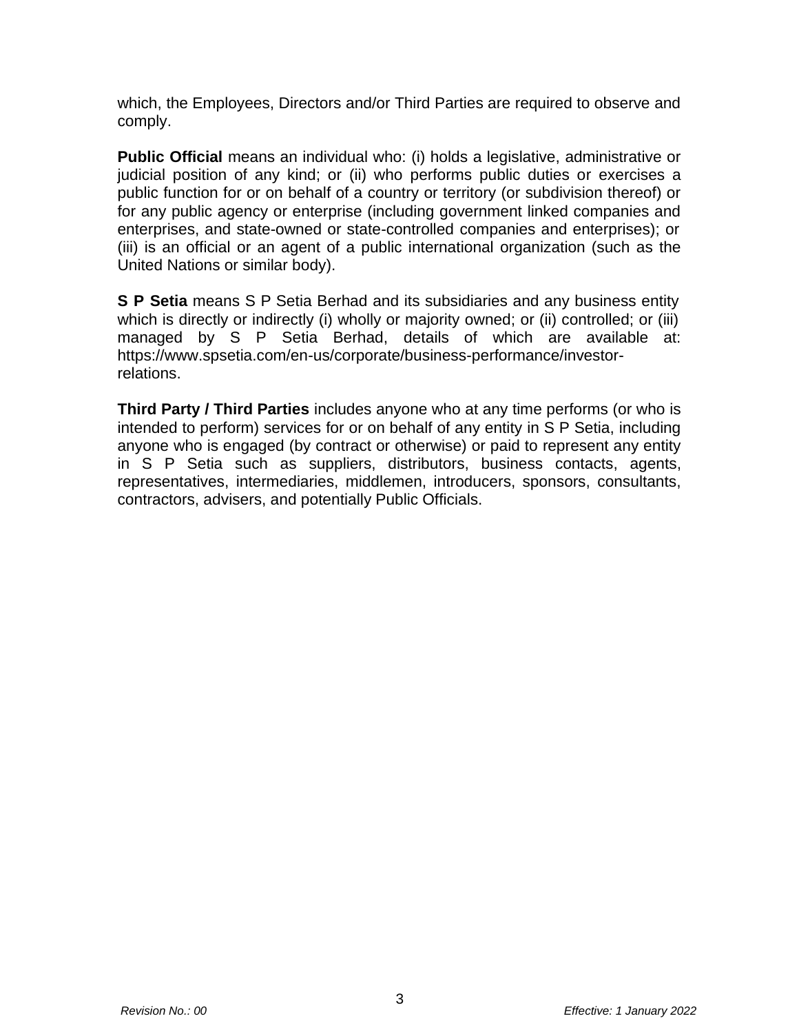which, the Employees, Directors and/or Third Parties are required to observe and comply.

**Public Official** means an individual who: (i) holds a legislative, administrative or judicial position of any kind; or (ii) who performs public duties or exercises a public function for or on behalf of a country or territory (or subdivision thereof) or for any public agency or enterprise (including government linked companies and enterprises, and state-owned or state-controlled companies and enterprises); or (iii) is an official or an agent of a public international organization (such as the United Nations or similar body).

**S P Setia** means S P Setia Berhad and its subsidiaries and any business entity which is directly or indirectly (i) wholly or majority owned; or (ii) controlled; or (iii) managed by S P Setia Berhad, details of which are available at: https://www.spsetia.com/en-us/corporate/business-performance/investor-relations.

**Third Party / Third Parties** includes anyone who at any time performs (or who is intended to perform) services for or on behalf of any entity in S P Setia, including anyone who is engaged (by contract or otherwise) or paid to represent any entity in S P Setia such as suppliers, distributors, business contacts, agents, representatives, intermediaries, middlemen, introducers, sponsors, consultants, contractors, advisers, and potentially Public Officials.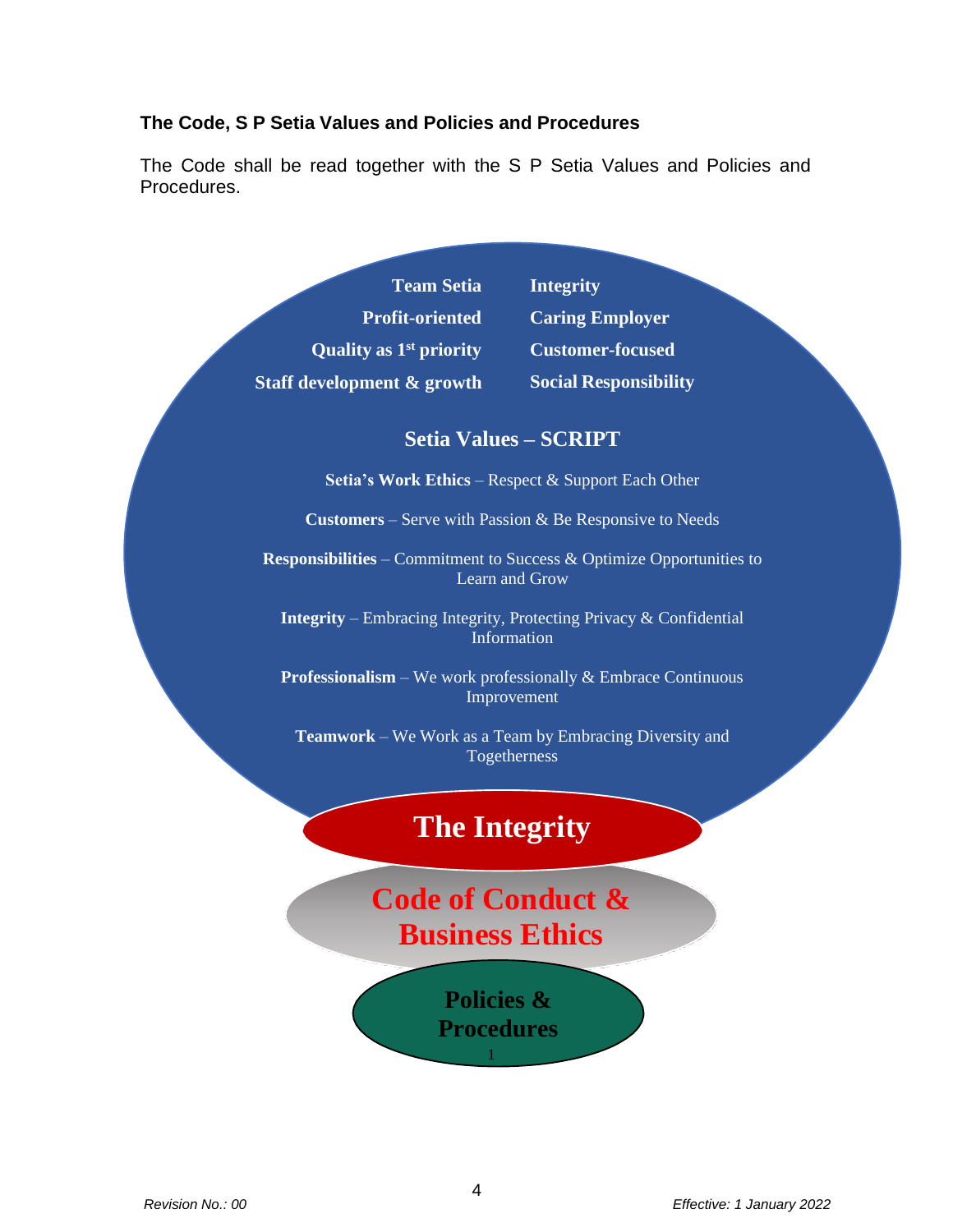**The Code, S P Setia Values and Policies and Procedures**

The Code shall be read together with the S P Setia Values and Policies and Procedures.

**Team Setia** | **Integrity**
**Profit-oriented** | **Caring Employer**
**Quality as 1st priority** | **Customer-focused**
**Staff development & growth** | **Social Responsibility**

**Setia Values – SCRIPT**

**Setia's Work Ethics** – Respect & Support Each Other

**Customers** – Serve with Passion & Be Responsive to Needs

**Responsibilities** – Commitment to Success & Optimize Opportunities to Learn and Grow

**Integrity** – Embracing Integrity, Protecting Privacy & Confidential Information

**Professionalism** – We work professionally & Embrace Continuous Improvement

**Teamwork** – We Work as a Team by Embracing Diversity and Togetherness

**The Integrity**

**Code of Conduct & Business Ethics**

**Policies & Procedures**

1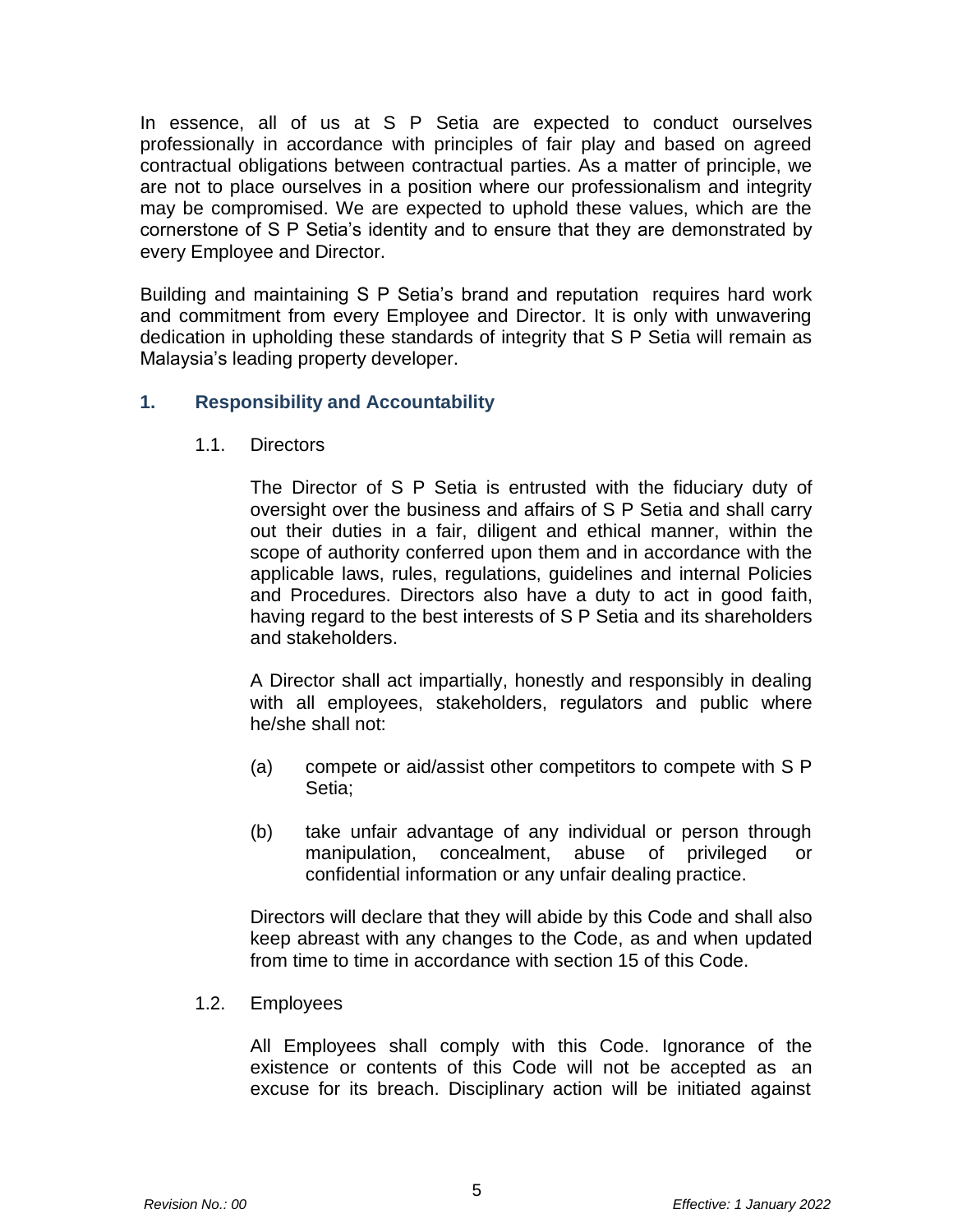In essence, all of us at S P Setia are expected to conduct ourselves professionally in accordance with principles of fair play and based on agreed contractual obligations between contractual parties. As a matter of principle, we are not to place ourselves in a position where our professionalism and integrity may be compromised. We are expected to uphold these values, which are the cornerstone of S P Setia's identity and to ensure that they are demonstrated by every Employee and Director.

Building and maintaining S P Setia's brand and reputation requires hard work and commitment from every Employee and Director. It is only with unwavering dedication in upholding these standards of integrity that S P Setia will remain as Malaysia's leading property developer.

## 1. Responsibility and Accountability

### 1.1. Directors

The Director of S P Setia is entrusted with the fiduciary duty of oversight over the business and affairs of S P Setia and shall carry out their duties in a fair, diligent and ethical manner, within the scope of authority conferred upon them and in accordance with the applicable laws, rules, regulations, guidelines and internal Policies and Procedures. Directors also have a duty to act in good faith, having regard to the best interests of S P Setia and its shareholders and stakeholders.

A Director shall act impartially, honestly and responsibly in dealing with all employees, stakeholders, regulators and public where he/she shall not:

(a) compete or aid/assist other competitors to compete with S P Setia;

(b) take unfair advantage of any individual or person through manipulation, concealment, abuse of privileged or confidential information or any unfair dealing practice.

Directors will declare that they will abide by this Code and shall also keep abreast with any changes to the Code, as and when updated from time to time in accordance with section 15 of this Code.

### 1.2. Employees

All Employees shall comply with this Code. Ignorance of the existence or contents of this Code will not be accepted as an excuse for its breach. Disciplinary action will be initiated against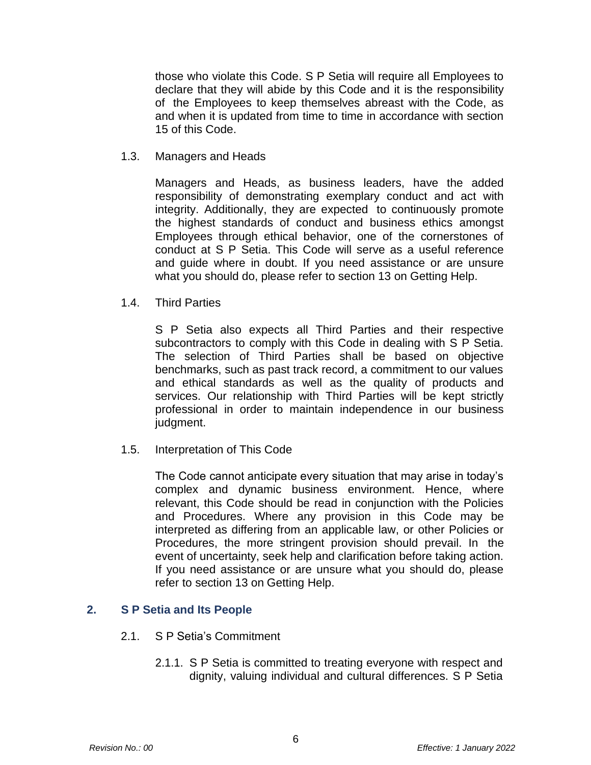those who violate this Code. S P Setia will require all Employees to declare that they will abide by this Code and it is the responsibility of the Employees to keep themselves abreast with the Code, as and when it is updated from time to time in accordance with section 15 of this Code.

### 1.3. Managers and Heads

Managers and Heads, as business leaders, have the added responsibility of demonstrating exemplary conduct and act with integrity. Additionally, they are expected to continuously promote the highest standards of conduct and business ethics amongst Employees through ethical behavior, one of the cornerstones of conduct at S P Setia. This Code will serve as a useful reference and guide where in doubt. If you need assistance or are unsure what you should do, please refer to section 13 on Getting Help.

### 1.4. Third Parties

S P Setia also expects all Third Parties and their respective subcontractors to comply with this Code in dealing with S P Setia. The selection of Third Parties shall be based on objective benchmarks, such as past track record, a commitment to our values and ethical standards as well as the quality of products and services. Our relationship with Third Parties will be kept strictly professional in order to maintain independence in our business judgment.

### 1.5. Interpretation of This Code

The Code cannot anticipate every situation that may arise in today's complex and dynamic business environment. Hence, where relevant, this Code should be read in conjunction with the Policies and Procedures. Where any provision in this Code may be interpreted as differing from an applicable law, or other Policies or Procedures, the more stringent provision should prevail. In the event of uncertainty, seek help and clarification before taking action. If you need assistance or are unsure what you should do, please refer to section 13 on Getting Help.

## 2. S P Setia and Its People

### 2.1. S P Setia's Commitment

2.1.1. S P Setia is committed to treating everyone with respect and dignity, valuing individual and cultural differences. S P Setia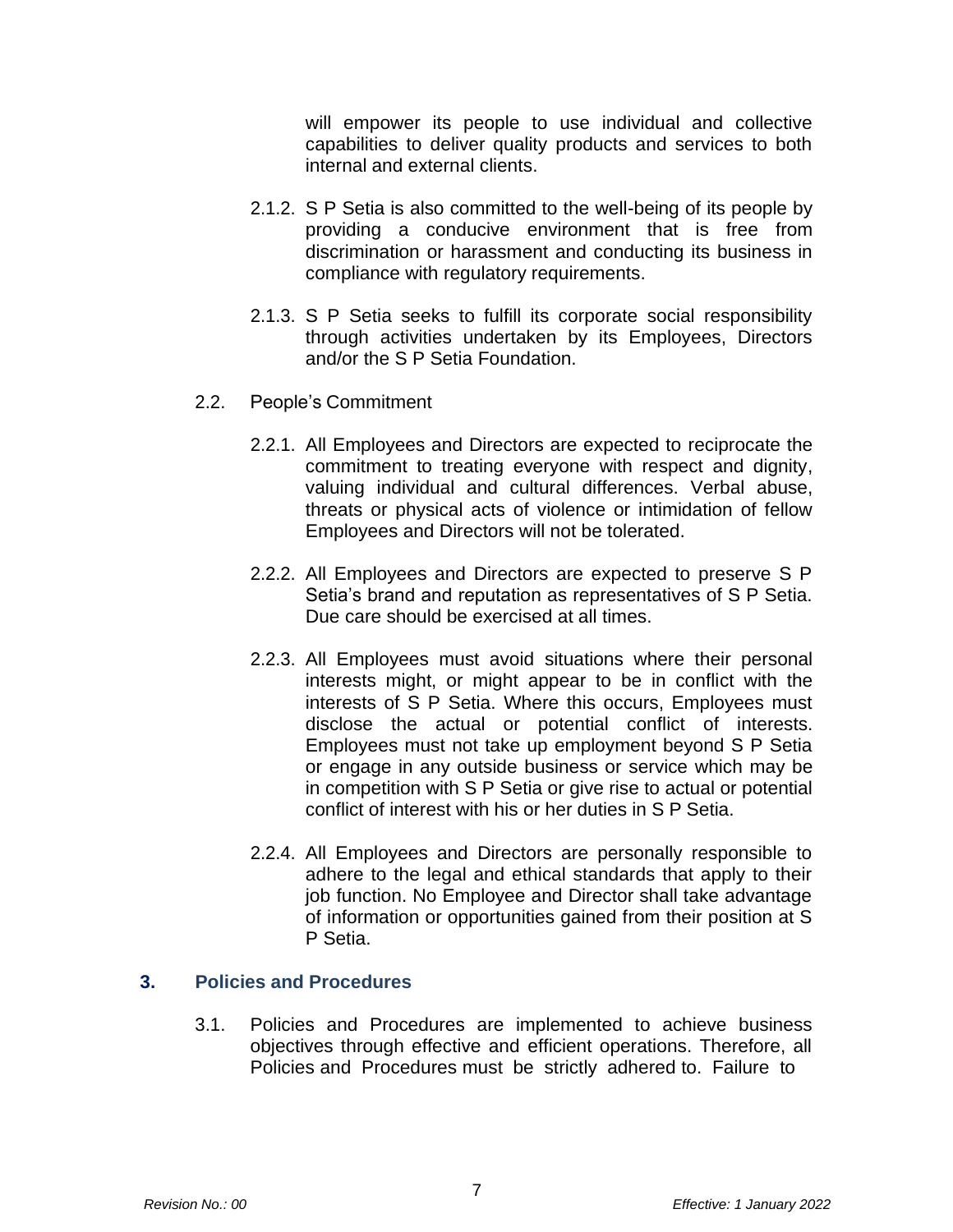will empower its people to use individual and collective capabilities to deliver quality products and services to both internal and external clients.

2.1.2. S P Setia is also committed to the well-being of its people by providing a conducive environment that is free from discrimination or harassment and conducting its business in compliance with regulatory requirements.

2.1.3. S P Setia seeks to fulfill its corporate social responsibility through activities undertaken by its Employees, Directors and/or the S P Setia Foundation.

2.2. People's Commitment

2.2.1. All Employees and Directors are expected to reciprocate the commitment to treating everyone with respect and dignity, valuing individual and cultural differences. Verbal abuse, threats or physical acts of violence or intimidation of fellow Employees and Directors will not be tolerated.

2.2.2. All Employees and Directors are expected to preserve S P Setia's brand and reputation as representatives of S P Setia. Due care should be exercised at all times.

2.2.3. All Employees must avoid situations where their personal interests might, or might appear to be in conflict with the interests of S P Setia. Where this occurs, Employees must disclose the actual or potential conflict of interests. Employees must not take up employment beyond S P Setia or engage in any outside business or service which may be in competition with S P Setia or give rise to actual or potential conflict of interest with his or her duties in S P Setia.

2.2.4. All Employees and Directors are personally responsible to adhere to the legal and ethical standards that apply to their job function. No Employee and Director shall take advantage of information or opportunities gained from their position at S P Setia.

## 3. Policies and Procedures

3.1. Policies and Procedures are implemented to achieve business objectives through effective and efficient operations. Therefore, all Policies and Procedures must be strictly adhered to. Failure to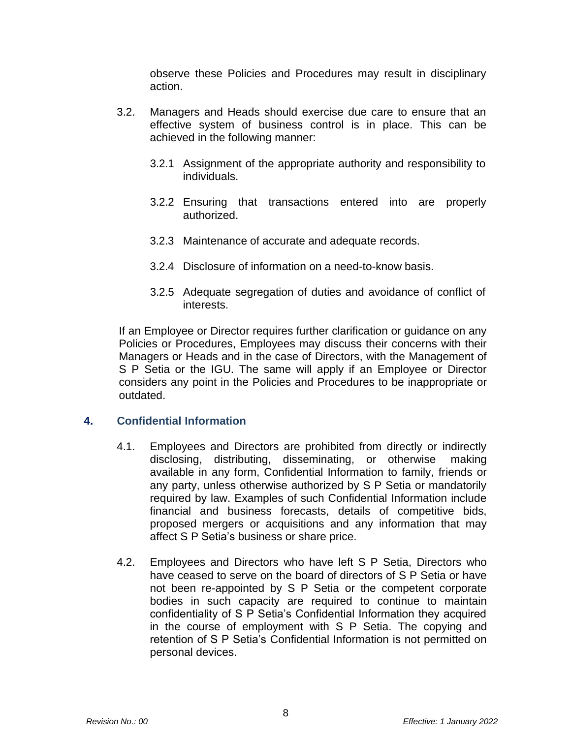observe these Policies and Procedures may result in disciplinary action.

3.2. Managers and Heads should exercise due care to ensure that an effective system of business control is in place. This can be achieved in the following manner:

3.2.1 Assignment of the appropriate authority and responsibility to individuals.

3.2.2 Ensuring that transactions entered into are properly authorized.

3.2.3 Maintenance of accurate and adequate records.

3.2.4 Disclosure of information on a need-to-know basis.

3.2.5 Adequate segregation of duties and avoidance of conflict of interests.

If an Employee or Director requires further clarification or guidance on any Policies or Procedures, Employees may discuss their concerns with their Managers or Heads and in the case of Directors, with the Management of S P Setia or the IGU. The same will apply if an Employee or Director considers any point in the Policies and Procedures to be inappropriate or outdated.

## 4. Confidential Information

4.1. Employees and Directors are prohibited from directly or indirectly disclosing, distributing, disseminating, or otherwise making available in any form, Confidential Information to family, friends or any party, unless otherwise authorized by S P Setia or mandatorily required by law. Examples of such Confidential Information include financial and business forecasts, details of competitive bids, proposed mergers or acquisitions and any information that may affect S P Setia's business or share price.

4.2. Employees and Directors who have left S P Setia, Directors who have ceased to serve on the board of directors of S P Setia or have not been re-appointed by S P Setia or the competent corporate bodies in such capacity are required to continue to maintain confidentiality of S P Setia's Confidential Information they acquired in the course of employment with S P Setia. The copying and retention of S P Setia's Confidential Information is not permitted on personal devices.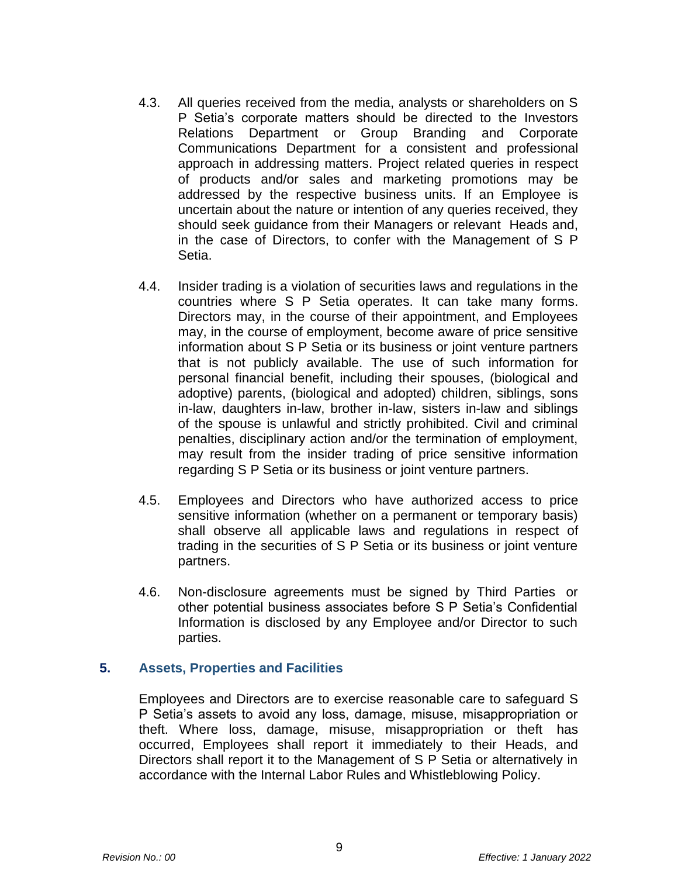4.3. All queries received from the media, analysts or shareholders on S P Setia's corporate matters should be directed to the Investors Relations Department or Group Branding and Corporate Communications Department for a consistent and professional approach in addressing matters. Project related queries in respect of products and/or sales and marketing promotions may be addressed by the respective business units. If an Employee is uncertain about the nature or intention of any queries received, they should seek guidance from their Managers or relevant Heads and, in the case of Directors, to confer with the Management of S P Setia.

4.4. Insider trading is a violation of securities laws and regulations in the countries where S P Setia operates. It can take many forms. Directors may, in the course of their appointment, and Employees may, in the course of employment, become aware of price sensitive information about S P Setia or its business or joint venture partners that is not publicly available. The use of such information for personal financial benefit, including their spouses, (biological and adoptive) parents, (biological and adopted) children, siblings, sons in-law, daughters in-law, brother in-law, sisters in-law and siblings of the spouse is unlawful and strictly prohibited. Civil and criminal penalties, disciplinary action and/or the termination of employment, may result from the insider trading of price sensitive information regarding S P Setia or its business or joint venture partners.

4.5. Employees and Directors who have authorized access to price sensitive information (whether on a permanent or temporary basis) shall observe all applicable laws and regulations in respect of trading in the securities of S P Setia or its business or joint venture partners.

4.6. Non-disclosure agreements must be signed by Third Parties or other potential business associates before S P Setia's Confidential Information is disclosed by any Employee and/or Director to such parties.

## 5. Assets, Properties and Facilities

Employees and Directors are to exercise reasonable care to safeguard S P Setia's assets to avoid any loss, damage, misuse, misappropriation or theft. Where loss, damage, misuse, misappropriation or theft has occurred, Employees shall report it immediately to their Heads, and Directors shall report it to the Management of S P Setia or alternatively in accordance with the Internal Labor Rules and Whistleblowing Policy.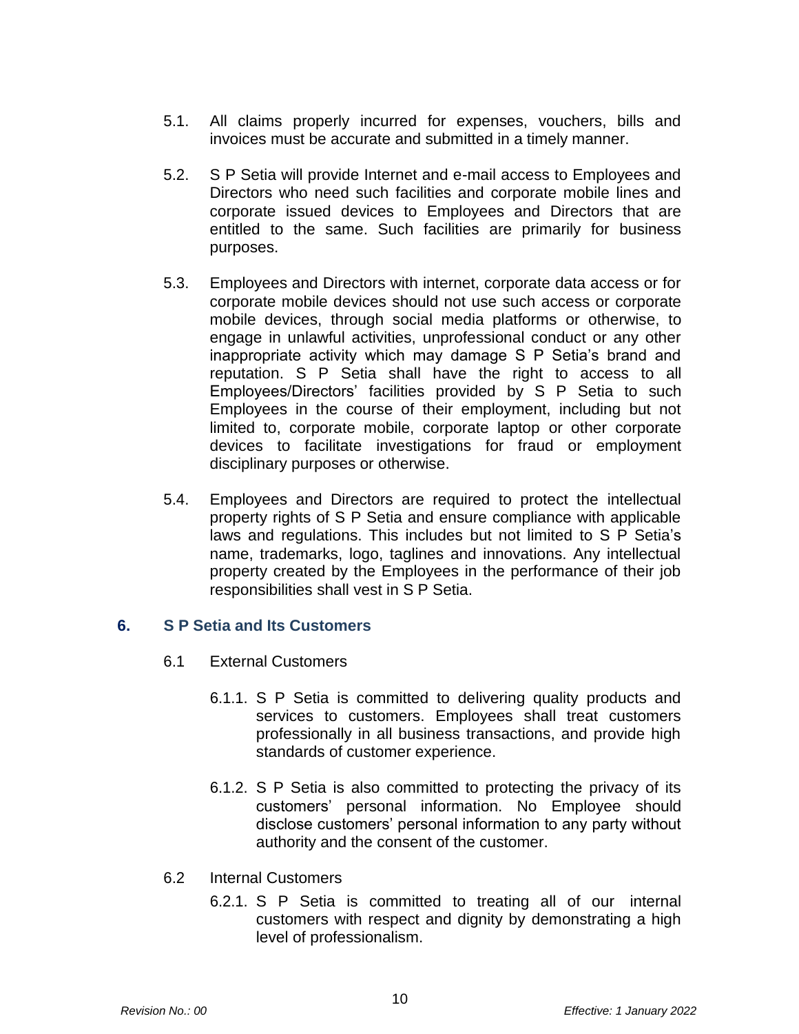5.1. All claims properly incurred for expenses, vouchers, bills and invoices must be accurate and submitted in a timely manner.

5.2. S P Setia will provide Internet and e-mail access to Employees and Directors who need such facilities and corporate mobile lines and corporate issued devices to Employees and Directors that are entitled to the same. Such facilities are primarily for business purposes.

5.3. Employees and Directors with internet, corporate data access or for corporate mobile devices should not use such access or corporate mobile devices, through social media platforms or otherwise, to engage in unlawful activities, unprofessional conduct or any other inappropriate activity which may damage S P Setia's brand and reputation. S P Setia shall have the right to access to all Employees/Directors' facilities provided by S P Setia to such Employees in the course of their employment, including but not limited to, corporate mobile, corporate laptop or other corporate devices to facilitate investigations for fraud or employment disciplinary purposes or otherwise.

5.4. Employees and Directors are required to protect the intellectual property rights of S P Setia and ensure compliance with applicable laws and regulations. This includes but not limited to S P Setia's name, trademarks, logo, taglines and innovations. Any intellectual property created by the Employees in the performance of their job responsibilities shall vest in S P Setia.

## 6. S P Setia and Its Customers

6.1 External Customers

6.1.1. S P Setia is committed to delivering quality products and services to customers. Employees shall treat customers professionally in all business transactions, and provide high standards of customer experience.

6.1.2. S P Setia is also committed to protecting the privacy of its customers' personal information. No Employee should disclose customers' personal information to any party without authority and the consent of the customer.

6.2 Internal Customers

6.2.1. S P Setia is committed to treating all of our internal customers with respect and dignity by demonstrating a high level of professionalism.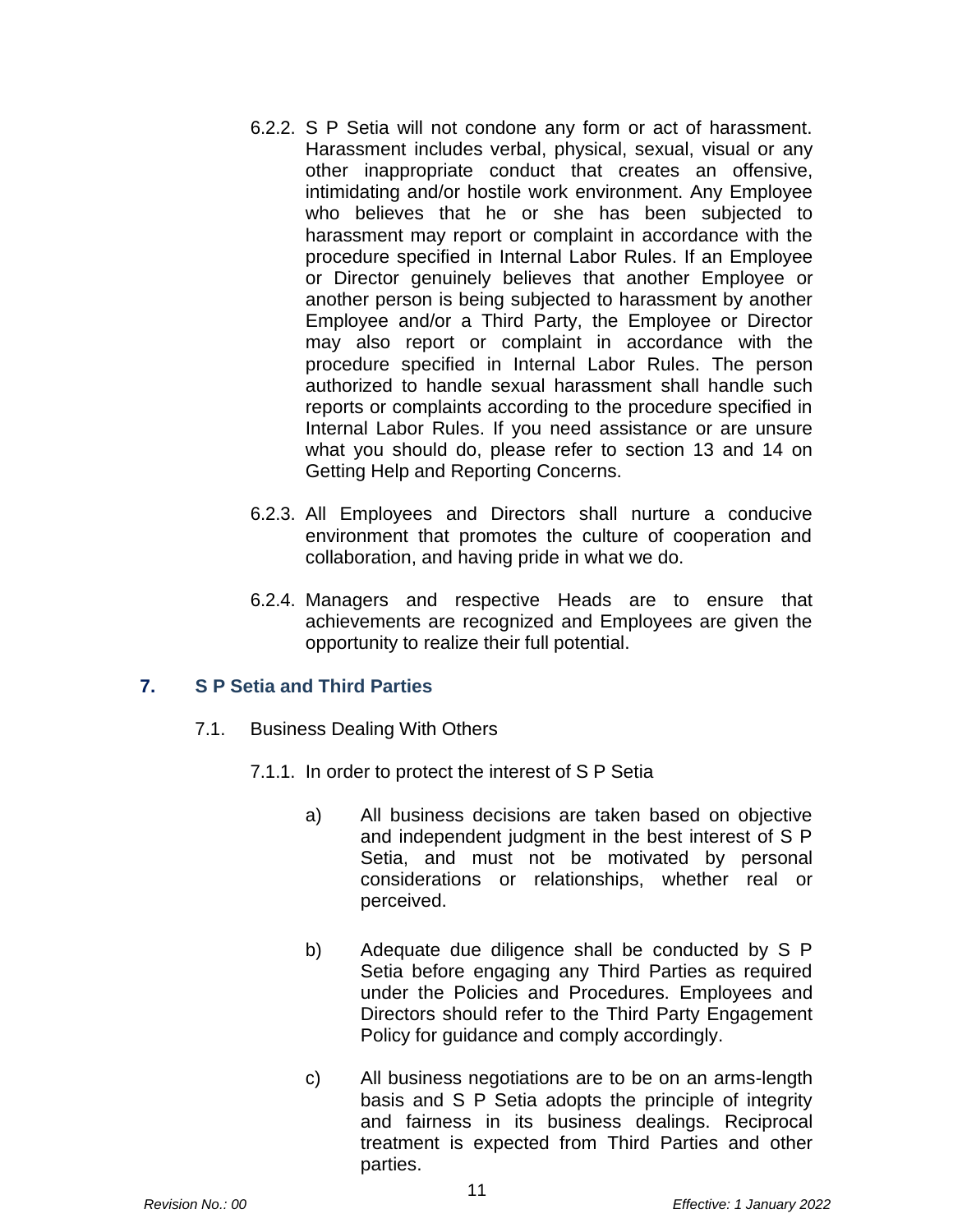6.2.2. S P Setia will not condone any form or act of harassment. Harassment includes verbal, physical, sexual, visual or any other inappropriate conduct that creates an offensive, intimidating and/or hostile work environment. Any Employee who believes that he or she has been subjected to harassment may report or complaint in accordance with the procedure specified in Internal Labor Rules. If an Employee or Director genuinely believes that another Employee or another person is being subjected to harassment by another Employee and/or a Third Party, the Employee or Director may also report or complaint in accordance with the procedure specified in Internal Labor Rules. The person authorized to handle sexual harassment shall handle such reports or complaints according to the procedure specified in Internal Labor Rules. If you need assistance or are unsure what you should do, please refer to section 13 and 14 on Getting Help and Reporting Concerns.

6.2.3. All Employees and Directors shall nurture a conducive environment that promotes the culture of cooperation and collaboration, and having pride in what we do.

6.2.4. Managers and respective Heads are to ensure that achievements are recognized and Employees are given the opportunity to realize their full potential.

## 7. S P Setia and Third Parties

7.1. Business Dealing With Others

7.1.1. In order to protect the interest of S P Setia

a) All business decisions are taken based on objective and independent judgment in the best interest of S P Setia, and must not be motivated by personal considerations or relationships, whether real or perceived.

b) Adequate due diligence shall be conducted by S P Setia before engaging any Third Parties as required under the Policies and Procedures. Employees and Directors should refer to the Third Party Engagement Policy for guidance and comply accordingly.

c) All business negotiations are to be on an arms-length basis and S P Setia adopts the principle of integrity and fairness in its business dealings. Reciprocal treatment is expected from Third Parties and other parties.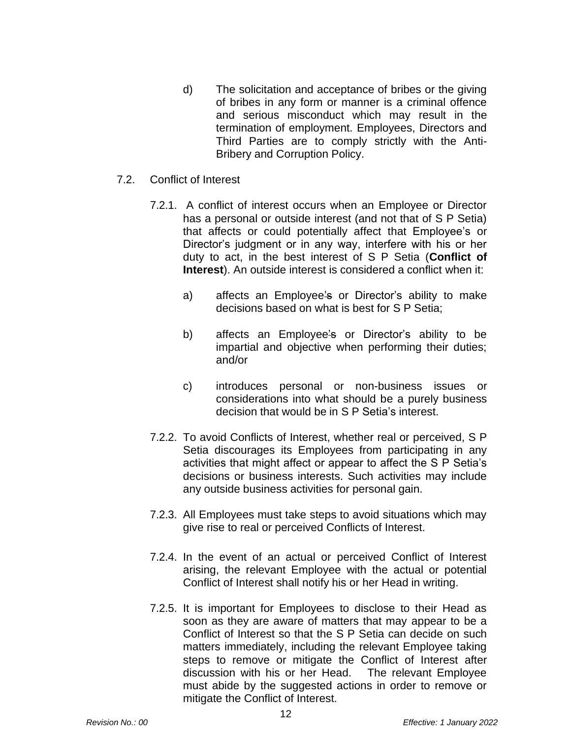d) The solicitation and acceptance of bribes or the giving of bribes in any form or manner is a criminal offence and serious misconduct which may result in the termination of employment. Employees, Directors and Third Parties are to comply strictly with the Anti-Bribery and Corruption Policy.

7.2. Conflict of Interest

7.2.1. A conflict of interest occurs when an Employee or Director has a personal or outside interest (and not that of S P Setia) that affects or could potentially affect that Employee's or Director's judgment or in any way, interfere with his or her duty to act, in the best interest of S P Setia (**Conflict of Interest**). An outside interest is considered a conflict when it:

a) affects an Employee's or Director's ability to make decisions based on what is best for S P Setia;

b) affects an Employee's or Director's ability to be impartial and objective when performing their duties; and/or

c) introduces personal or non-business issues or considerations into what should be a purely business decision that would be in S P Setia's interest.

7.2.2. To avoid Conflicts of Interest, whether real or perceived, S P Setia discourages its Employees from participating in any activities that might affect or appear to affect the S P Setia's decisions or business interests. Such activities may include any outside business activities for personal gain.

7.2.3. All Employees must take steps to avoid situations which may give rise to real or perceived Conflicts of Interest.

7.2.4. In the event of an actual or perceived Conflict of Interest arising, the relevant Employee with the actual or potential Conflict of Interest shall notify his or her Head in writing.

7.2.5. It is important for Employees to disclose to their Head as soon as they are aware of matters that may appear to be a Conflict of Interest so that the S P Setia can decide on such matters immediately, including the relevant Employee taking steps to remove or mitigate the Conflict of Interest after discussion with his or her Head. The relevant Employee must abide by the suggested actions in order to remove or mitigate the Conflict of Interest.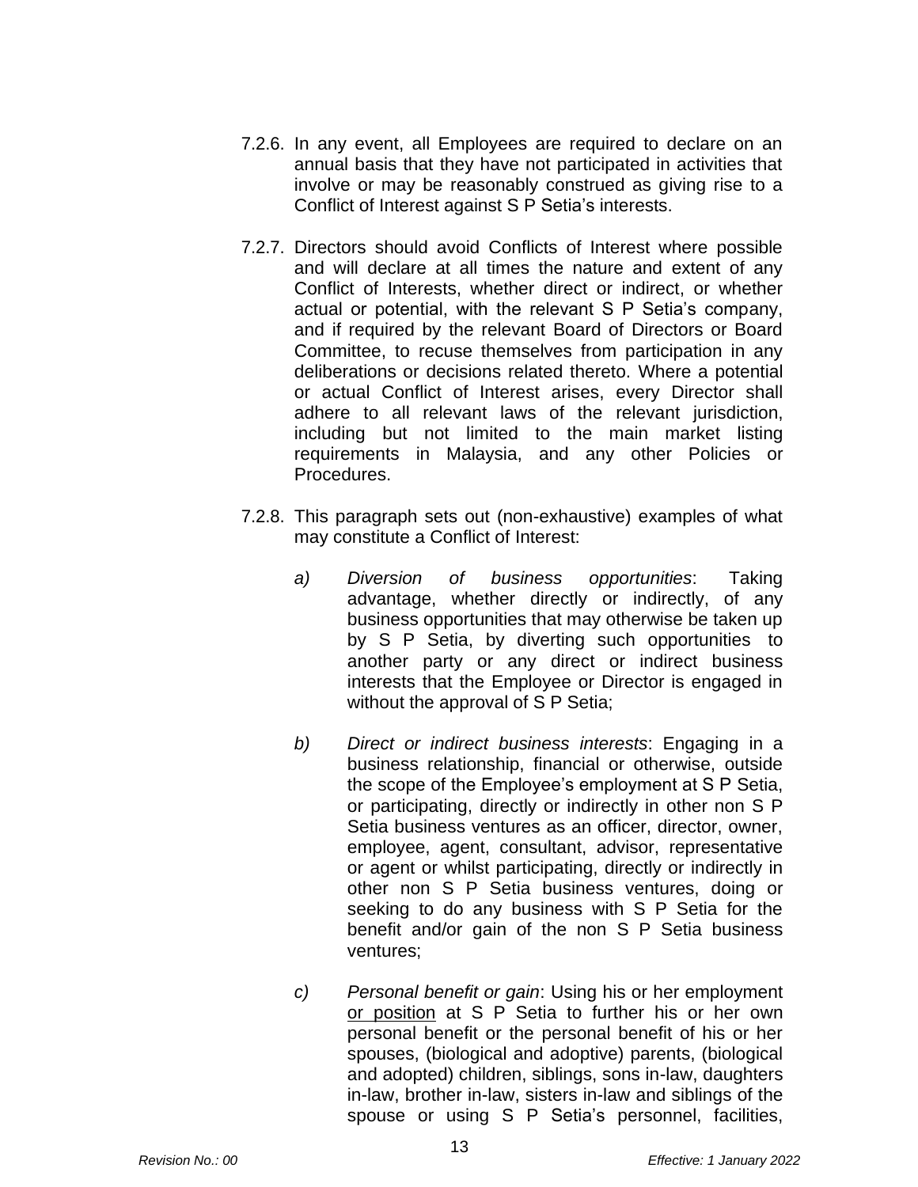7.2.6. In any event, all Employees are required to declare on an annual basis that they have not participated in activities that involve or may be reasonably construed as giving rise to a Conflict of Interest against S P Setia's interests.

7.2.7. Directors should avoid Conflicts of Interest where possible and will declare at all times the nature and extent of any Conflict of Interests, whether direct or indirect, or whether actual or potential, with the relevant S P Setia's company, and if required by the relevant Board of Directors or Board Committee, to recuse themselves from participation in any deliberations or decisions related thereto. Where a potential or actual Conflict of Interest arises, every Director shall adhere to all relevant laws of the relevant jurisdiction, including but not limited to the main market listing requirements in Malaysia, and any other Policies or Procedures.

7.2.8. This paragraph sets out (non-exhaustive) examples of what may constitute a Conflict of Interest:

a) *Diversion of business opportunities*: Taking advantage, whether directly or indirectly, of any business opportunities that may otherwise be taken up by S P Setia, by diverting such opportunities to another party or any direct or indirect business interests that the Employee or Director is engaged in without the approval of S P Setia;

b) *Direct or indirect business interests*: Engaging in a business relationship, financial or otherwise, outside the scope of the Employee's employment at S P Setia, or participating, directly or indirectly in other non S P Setia business ventures as an officer, director, owner, employee, agent, consultant, advisor, representative or agent or whilst participating, directly or indirectly in other non S P Setia business ventures, doing or seeking to do any business with S P Setia for the benefit and/or gain of the non S P Setia business ventures;

c) *Personal benefit or gain*: Using his or her employment <u>or position</u> at S P Setia to further his or her own personal benefit or the personal benefit of his or her spouses, (biological and adoptive) parents, (biological and adopted) children, siblings, sons in-law, daughters in-law, brother in-law, sisters in-law and siblings of the spouse or using S P Setia's personnel, facilities,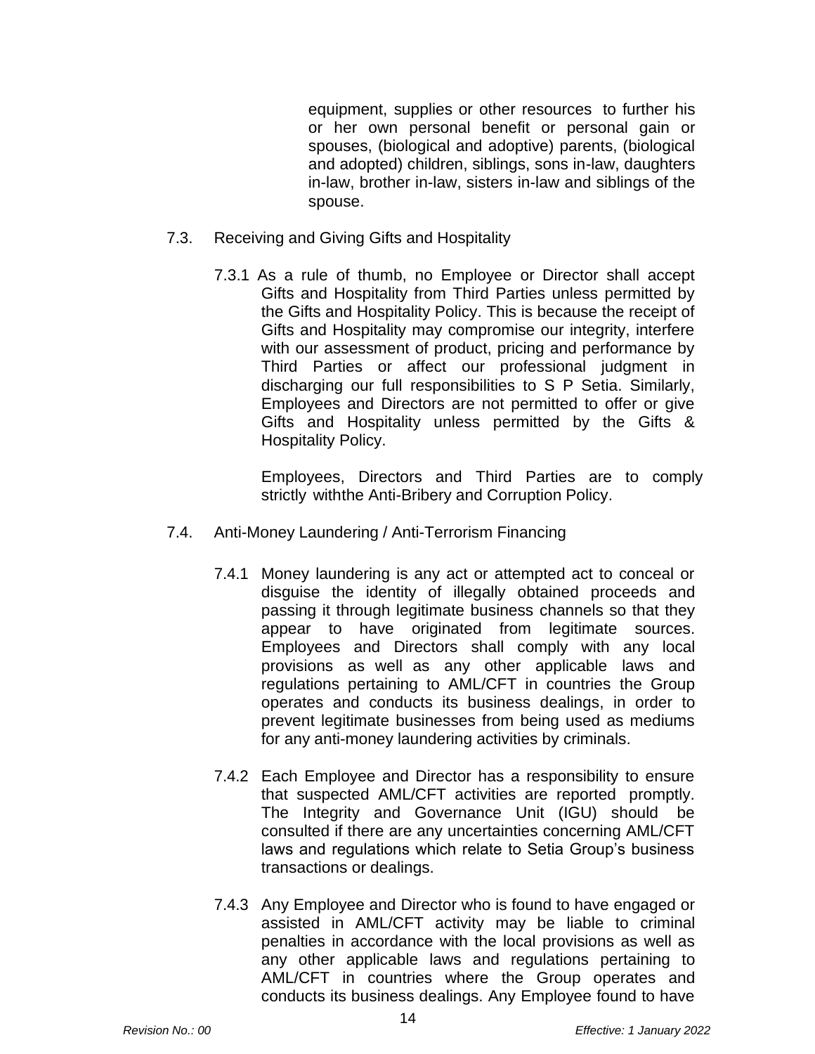equipment, supplies or other resources to further his or her own personal benefit or personal gain or spouses, (biological and adoptive) parents, (biological and adopted) children, siblings, sons in-law, daughters in-law, brother in-law, sisters in-law and siblings of the spouse.

### 7.3. Receiving and Giving Gifts and Hospitality

7.3.1 As a rule of thumb, no Employee or Director shall accept Gifts and Hospitality from Third Parties unless permitted by the Gifts and Hospitality Policy. This is because the receipt of Gifts and Hospitality may compromise our integrity, interfere with our assessment of product, pricing and performance by Third Parties or affect our professional judgment in discharging our full responsibilities to S P Setia. Similarly, Employees and Directors are not permitted to offer or give Gifts and Hospitality unless permitted by the Gifts & Hospitality Policy.

Employees, Directors and Third Parties are to comply strictly withthe Anti-Bribery and Corruption Policy.

### 7.4. Anti-Money Laundering / Anti-Terrorism Financing

7.4.1 Money laundering is any act or attempted act to conceal or disguise the identity of illegally obtained proceeds and passing it through legitimate business channels so that they appear to have originated from legitimate sources. Employees and Directors shall comply with any local provisions as well as any other applicable laws and regulations pertaining to AML/CFT in countries the Group operates and conducts its business dealings, in order to prevent legitimate businesses from being used as mediums for any anti-money laundering activities by criminals.

7.4.2 Each Employee and Director has a responsibility to ensure that suspected AML/CFT activities are reported promptly. The Integrity and Governance Unit (IGU) should be consulted if there are any uncertainties concerning AML/CFT laws and regulations which relate to Setia Group's business transactions or dealings.

7.4.3 Any Employee and Director who is found to have engaged or assisted in AML/CFT activity may be liable to criminal penalties in accordance with the local provisions as well as any other applicable laws and regulations pertaining to AML/CFT in countries where the Group operates and conducts its business dealings. Any Employee found to have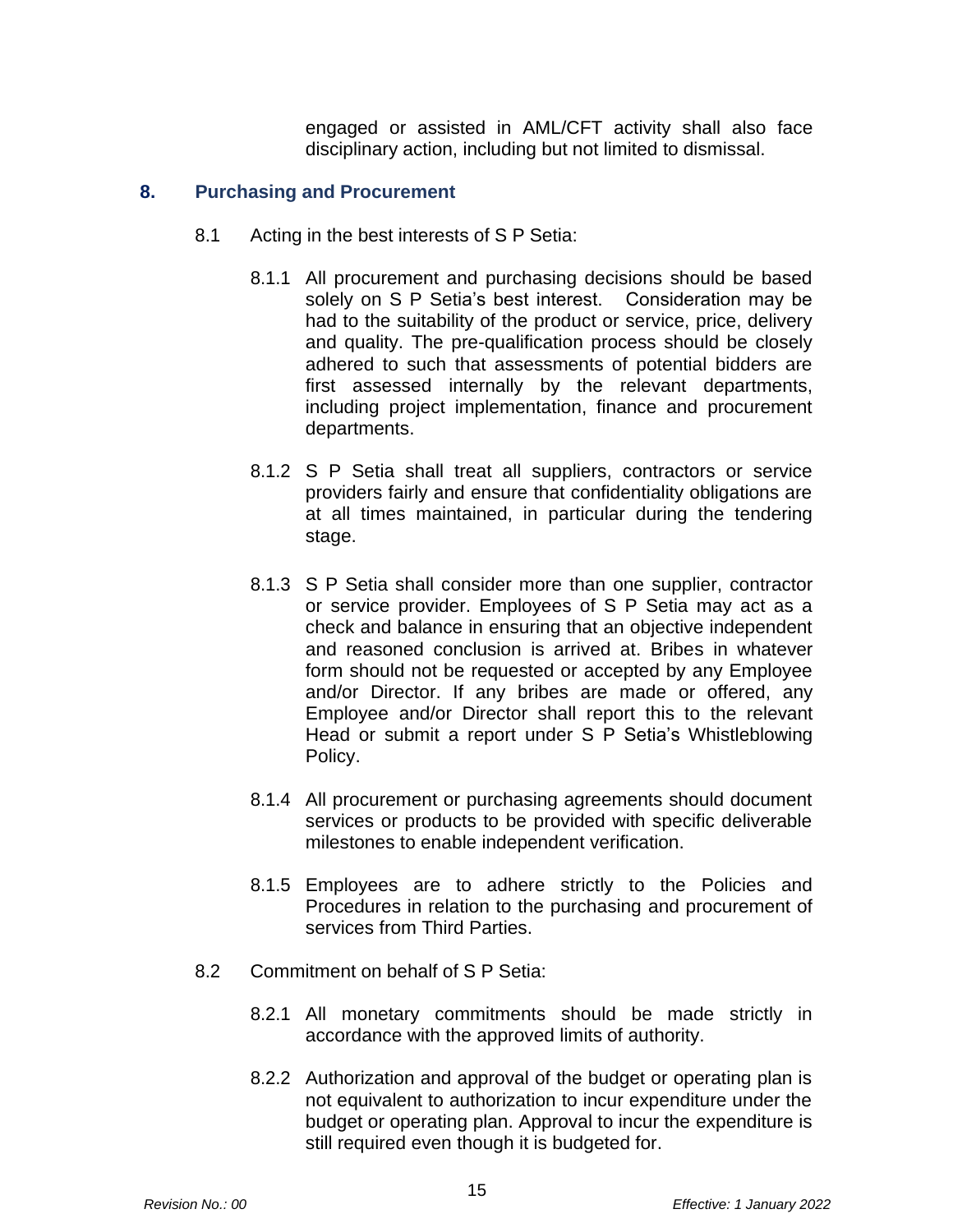engaged or assisted in AML/CFT activity shall also face disciplinary action, including but not limited to dismissal.

## 8. Purchasing and Procurement

8.1 Acting in the best interests of S P Setia:

8.1.1 All procurement and purchasing decisions should be based solely on S P Setia's best interest. Consideration may be had to the suitability of the product or service, price, delivery and quality. The pre-qualification process should be closely adhered to such that assessments of potential bidders are first assessed internally by the relevant departments, including project implementation, finance and procurement departments.

8.1.2 S P Setia shall treat all suppliers, contractors or service providers fairly and ensure that confidentiality obligations are at all times maintained, in particular during the tendering stage.

8.1.3 S P Setia shall consider more than one supplier, contractor or service provider. Employees of S P Setia may act as a check and balance in ensuring that an objective independent and reasoned conclusion is arrived at. Bribes in whatever form should not be requested or accepted by any Employee and/or Director. If any bribes are made or offered, any Employee and/or Director shall report this to the relevant Head or submit a report under S P Setia's Whistleblowing Policy.

8.1.4 All procurement or purchasing agreements should document services or products to be provided with specific deliverable milestones to enable independent verification.

8.1.5 Employees are to adhere strictly to the Policies and Procedures in relation to the purchasing and procurement of services from Third Parties.

8.2 Commitment on behalf of S P Setia:

8.2.1 All monetary commitments should be made strictly in accordance with the approved limits of authority.

8.2.2 Authorization and approval of the budget or operating plan is not equivalent to authorization to incur expenditure under the budget or operating plan. Approval to incur the expenditure is still required even though it is budgeted for.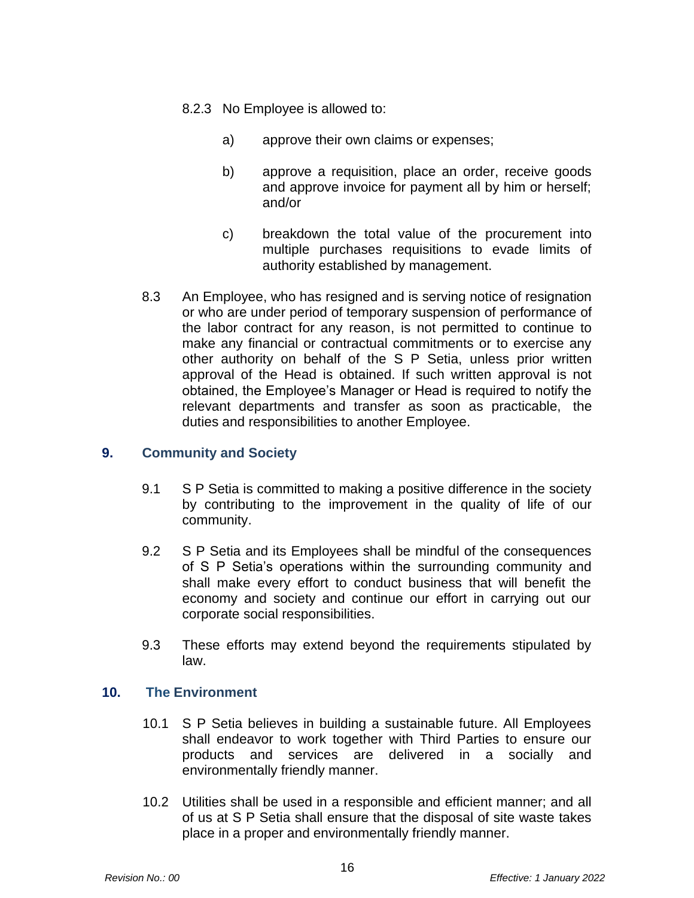8.2.3 No Employee is allowed to:

a) approve their own claims or expenses;

b) approve a requisition, place an order, receive goods and approve invoice for payment all by him or herself; and/or

c) breakdown the total value of the procurement into multiple purchases requisitions to evade limits of authority established by management.

8.3 An Employee, who has resigned and is serving notice of resignation or who are under period of temporary suspension of performance of the labor contract for any reason, is not permitted to continue to make any financial or contractual commitments or to exercise any other authority on behalf of the S P Setia, unless prior written approval of the Head is obtained. If such written approval is not obtained, the Employee's Manager or Head is required to notify the relevant departments and transfer as soon as practicable, the duties and responsibilities to another Employee.

## 9. Community and Society

9.1 S P Setia is committed to making a positive difference in the society by contributing to the improvement in the quality of life of our community.

9.2 S P Setia and its Employees shall be mindful of the consequences of S P Setia's operations within the surrounding community and shall make every effort to conduct business that will benefit the economy and society and continue our effort in carrying out our corporate social responsibilities.

9.3 These efforts may extend beyond the requirements stipulated by law.

## 10. The Environment

10.1 S P Setia believes in building a sustainable future. All Employees shall endeavor to work together with Third Parties to ensure our products and services are delivered in a socially and environmentally friendly manner.

10.2 Utilities shall be used in a responsible and efficient manner; and all of us at S P Setia shall ensure that the disposal of site waste takes place in a proper and environmentally friendly manner.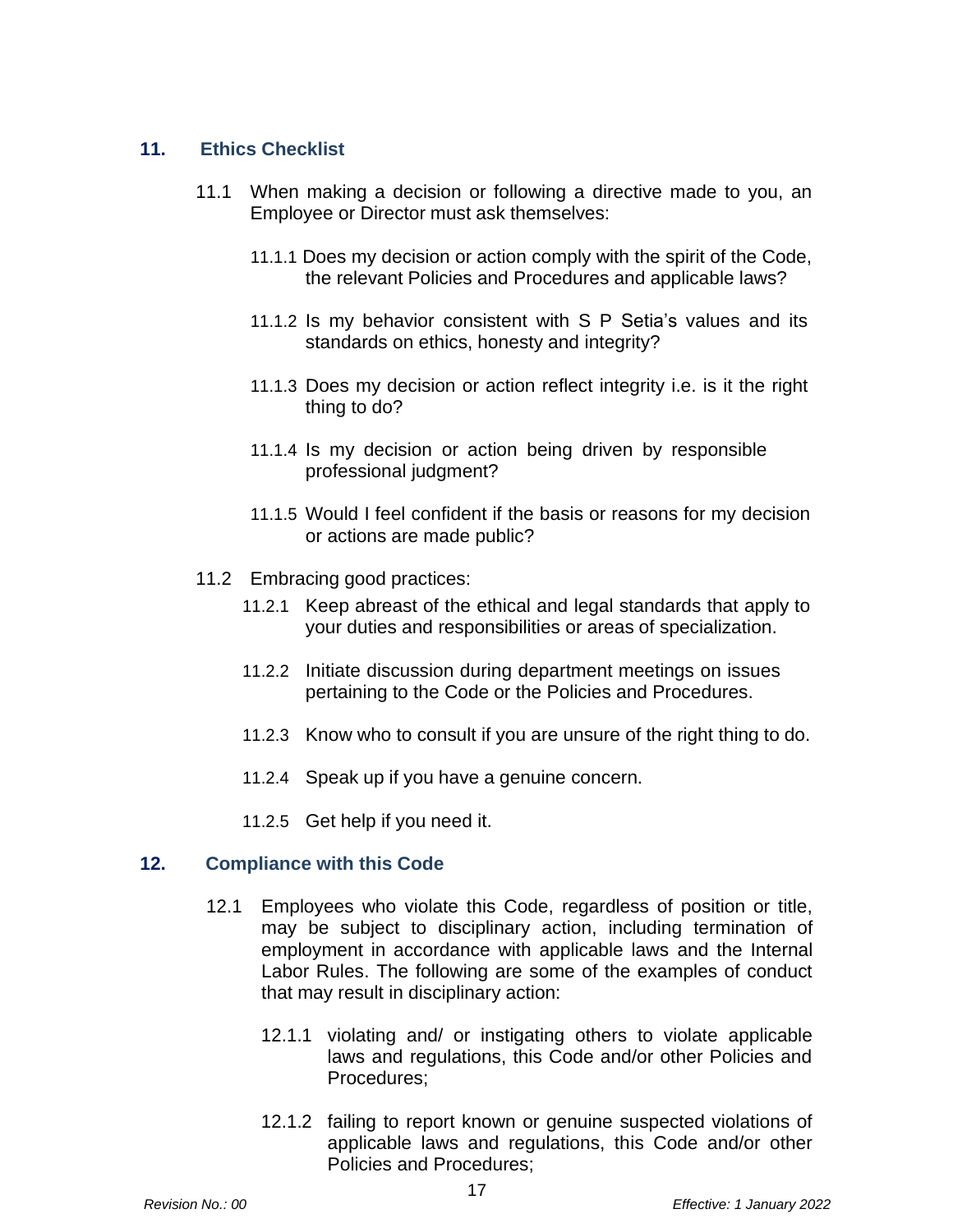## 11. Ethics Checklist

11.1 When making a decision or following a directive made to you, an Employee or Director must ask themselves:

11.1.1 Does my decision or action comply with the spirit of the Code, the relevant Policies and Procedures and applicable laws?

11.1.2 Is my behavior consistent with S P Setia's values and its standards on ethics, honesty and integrity?

11.1.3 Does my decision or action reflect integrity i.e. is it the right thing to do?

11.1.4 Is my decision or action being driven by responsible professional judgment?

11.1.5 Would I feel confident if the basis or reasons for my decision or actions are made public?

11.2 Embracing good practices:

11.2.1 Keep abreast of the ethical and legal standards that apply to your duties and responsibilities or areas of specialization.

11.2.2 Initiate discussion during department meetings on issues pertaining to the Code or the Policies and Procedures.

11.2.3 Know who to consult if you are unsure of the right thing to do.

11.2.4 Speak up if you have a genuine concern.

11.2.5 Get help if you need it.

## 12. Compliance with this Code

12.1 Employees who violate this Code, regardless of position or title, may be subject to disciplinary action, including termination of employment in accordance with applicable laws and the Internal Labor Rules. The following are some of the examples of conduct that may result in disciplinary action:

12.1.1 violating and/ or instigating others to violate applicable laws and regulations, this Code and/or other Policies and Procedures;

12.1.2 failing to report known or genuine suspected violations of applicable laws and regulations, this Code and/or other Policies and Procedures;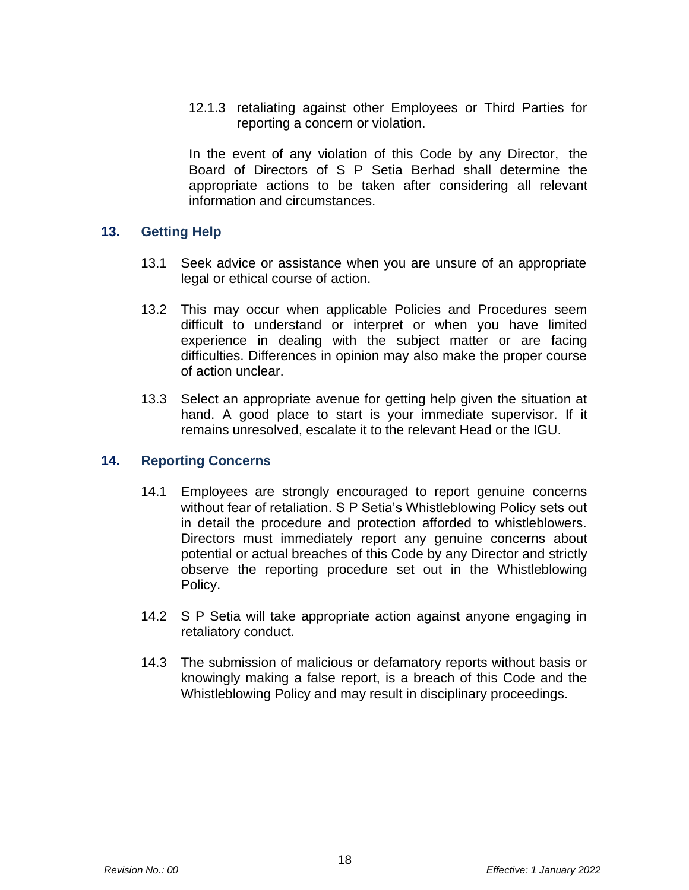12.1.3 retaliating against other Employees or Third Parties for reporting a concern or violation.

In the event of any violation of this Code by any Director, the Board of Directors of S P Setia Berhad shall determine the appropriate actions to be taken after considering all relevant information and circumstances.

## 13. Getting Help

13.1 Seek advice or assistance when you are unsure of an appropriate legal or ethical course of action.

13.2 This may occur when applicable Policies and Procedures seem difficult to understand or interpret or when you have limited experience in dealing with the subject matter or are facing difficulties. Differences in opinion may also make the proper course of action unclear.

13.3 Select an appropriate avenue for getting help given the situation at hand. A good place to start is your immediate supervisor. If it remains unresolved, escalate it to the relevant Head or the IGU.

## 14. Reporting Concerns

14.1 Employees are strongly encouraged to report genuine concerns without fear of retaliation. S P Setia's Whistleblowing Policy sets out in detail the procedure and protection afforded to whistleblowers. Directors must immediately report any genuine concerns about potential or actual breaches of this Code by any Director and strictly observe the reporting procedure set out in the Whistleblowing Policy.

14.2 S P Setia will take appropriate action against anyone engaging in retaliatory conduct.

14.3 The submission of malicious or defamatory reports without basis or knowingly making a false report, is a breach of this Code and the Whistleblowing Policy and may result in disciplinary proceedings.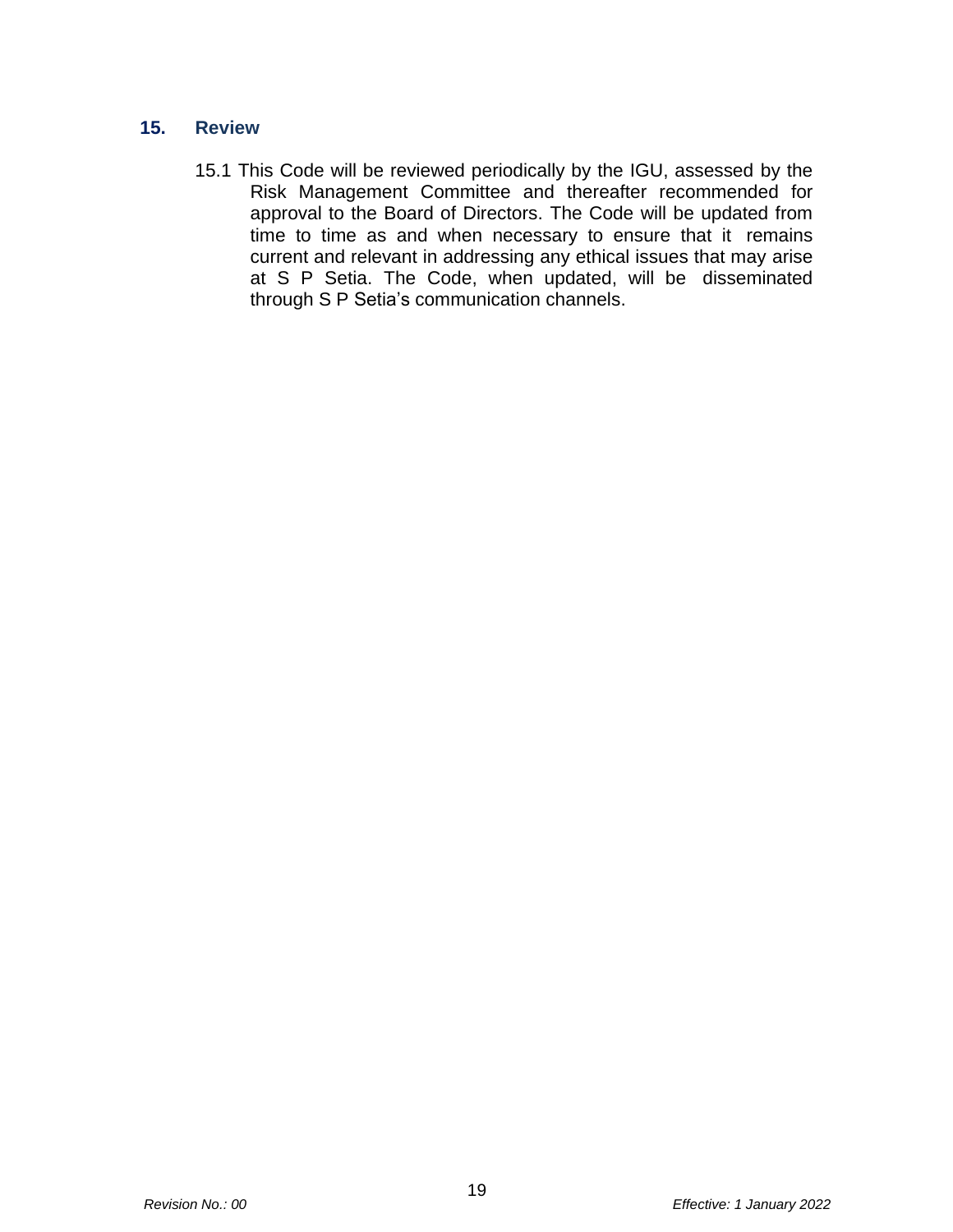## 15. Review

15.1 This Code will be reviewed periodically by the IGU, assessed by the Risk Management Committee and thereafter recommended for approval to the Board of Directors. The Code will be updated from time to time as and when necessary to ensure that it remains current and relevant in addressing any ethical issues that may arise at S P Setia. The Code, when updated, will be disseminated through S P Setia's communication channels.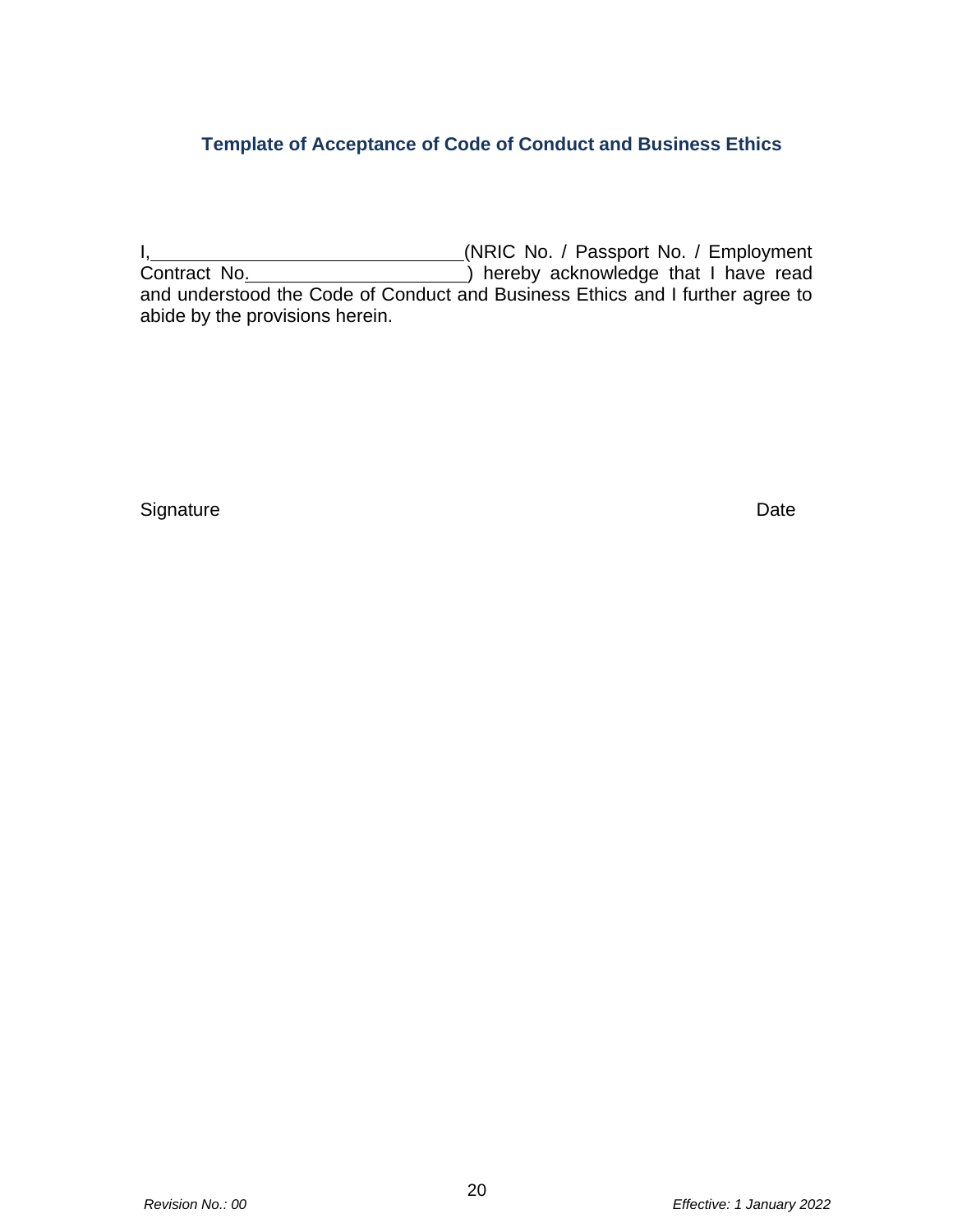### Template of Acceptance of Code of Conduct and Business Ethics

I,\_\_\_\_\_\_\_\_\_\_\_\_\_\_\_\_\_\_\_\_\_\_\_\_\_\_\_\_\_\_\_\_(NRIC No. / Passport No. / Employment Contract No.\_\_\_\_\_\_\_\_\_\_\_\_\_\_\_\_\_\_\_\_\_\_\_\_) hereby acknowledge that I have read and understood the Code of Conduct and Business Ethics and I further agree to abide by the provisions herein.

Signature                                                                                                                    Date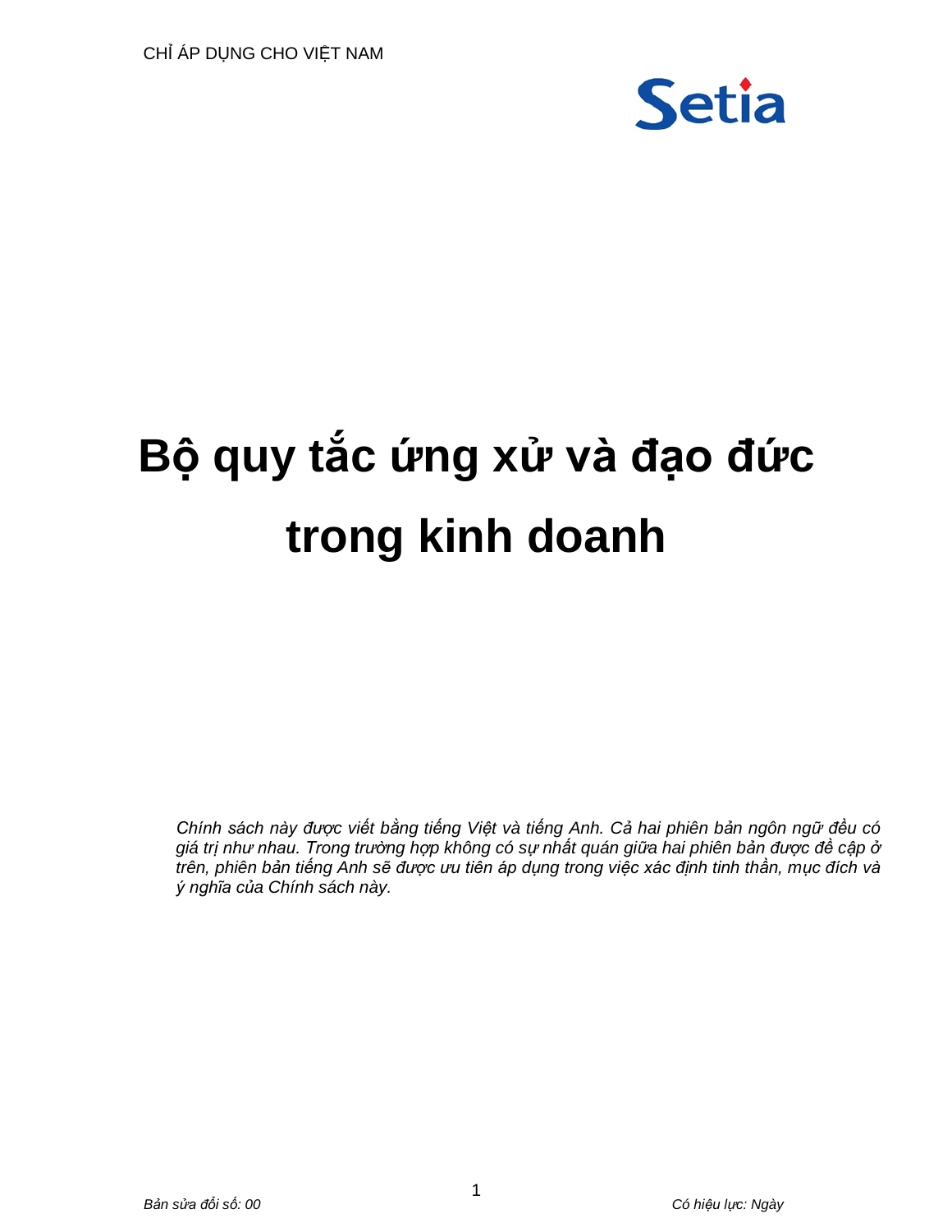CHỈ ÁP DỤNG CHO VIỆT NAM

Setia

# Bộ quy tắc ứng xử và đạo đức trong kinh doanh

*Chính sách này được viết bằng tiếng Việt và tiếng Anh. Cả hai phiên bản ngôn ngữ đều có giá trị như nhau. Trong trường hợp không có sự nhất quán giữa hai phiên bản được đề cập ở trên, phiên bản tiếng Anh sẽ được ưu tiên áp dụng trong việc xác định tinh thần, mục đích và ý nghĩa của Chính sách này.*

*Bản sửa đổi số: 00* *Có hiệu lực: Ngày*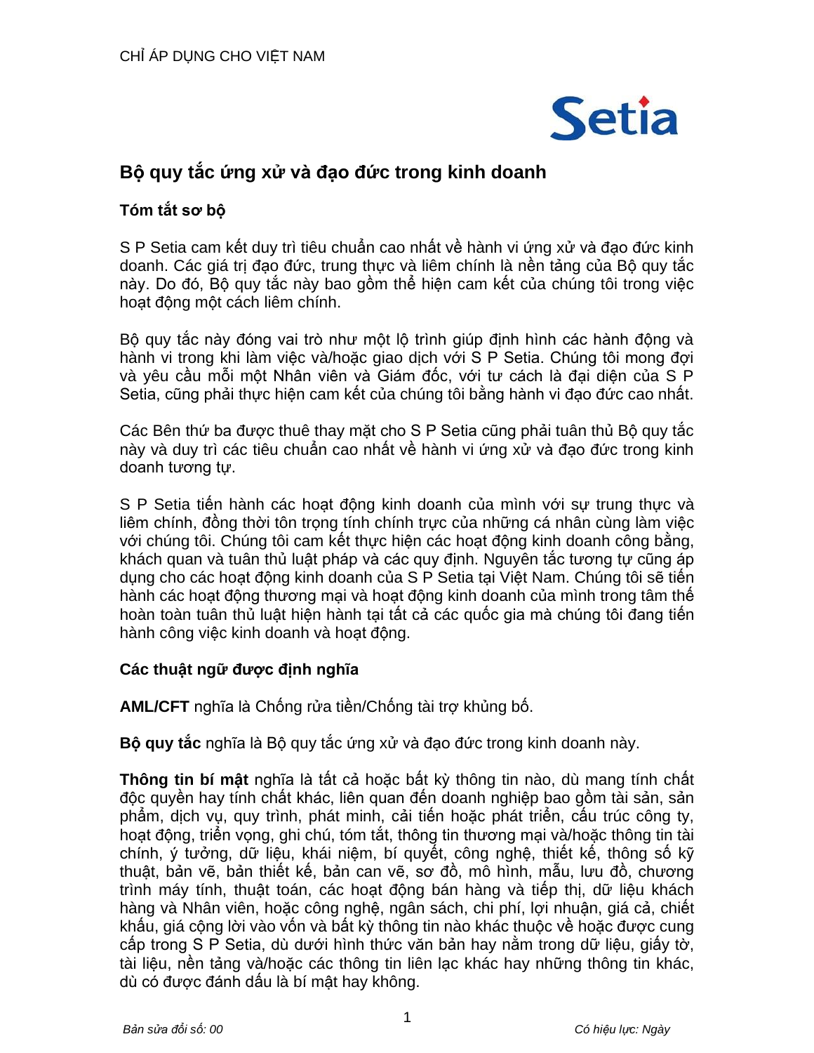CHỈ ÁP DỤNG CHO VIỆT NAM

# Bộ quy tắc ứng xử và đạo đức trong kinh doanh

## Tóm tắt sơ bộ

S P Setia cam kết duy trì tiêu chuẩn cao nhất về hành vi ứng xử và đạo đức kinh doanh. Các giá trị đạo đức, trung thực và liêm chính là nền tảng của Bộ quy tắc này. Do đó, Bộ quy tắc này bao gồm thể hiện cam kết của chúng tôi trong việc hoạt động một cách liêm chính.

Bộ quy tắc này đóng vai trò như một lộ trình giúp định hình các hành động và hành vi trong khi làm việc và/hoặc giao dịch với S P Setia. Chúng tôi mong đợi và yêu cầu mỗi một Nhân viên và Giám đốc, với tư cách là đại diện của S P Setia, cũng phải thực hiện cam kết của chúng tôi bằng hành vi đạo đức cao nhất.

Các Bên thứ ba được thuê thay mặt cho S P Setia cũng phải tuân thủ Bộ quy tắc này và duy trì các tiêu chuẩn cao nhất về hành vi ứng xử và đạo đức trong kinh doanh tương tự.

S P Setia tiến hành các hoạt động kinh doanh của mình với sự trung thực và liêm chính, đồng thời tôn trọng tính chính trực của những cá nhân cùng làm việc với chúng tôi. Chúng tôi cam kết thực hiện các hoạt động kinh doanh công bằng, khách quan và tuân thủ luật pháp và các quy định. Nguyên tắc tương tự cũng áp dụng cho các hoạt động kinh doanh của S P Setia tại Việt Nam. Chúng tôi sẽ tiến hành các hoạt động thương mại và hoạt động kinh doanh của mình trong tâm thế hoàn toàn tuân thủ luật hiện hành tại tất cả các quốc gia mà chúng tôi đang tiến hành công việc kinh doanh và hoạt động.

## Các thuật ngữ được định nghĩa

**AML/CFT** nghĩa là Chống rửa tiền/Chống tài trợ khủng bố.

**Bộ quy tắc** nghĩa là Bộ quy tắc ứng xử và đạo đức trong kinh doanh này.

**Thông tin bí mật** nghĩa là tất cả hoặc bất kỳ thông tin nào, dù mang tính chất độc quyền hay tính chất khác, liên quan đến doanh nghiệp bao gồm tài sản, sản phẩm, dịch vụ, quy trình, phát minh, cải tiến hoặc phát triển, cấu trúc công ty, hoạt động, triển vọng, ghi chú, tóm tắt, thông tin thương mại và/hoặc thông tin tài chính, ý tưởng, dữ liệu, khái niệm, bí quyết, công nghệ, thiết kế, thông số kỹ thuật, bản vẽ, bản thiết kế, bản can vẽ, sơ đồ, mô hình, mẫu, lưu đồ, chương trình máy tính, thuật toán, các hoạt động bán hàng và tiếp thị, dữ liệu khách hàng và Nhân viên, hoặc công nghệ, ngân sách, chi phí, lợi nhuận, giá cả, chiết khấu, giá cộng lời vào vốn và bất kỳ thông tin nào khác thuộc về hoặc được cung cấp trong S P Setia, dù dưới hình thức văn bản hay nằm trong dữ liệu, giấy tờ, tài liệu, nền tảng và/hoặc các thông tin liên lạc khác hay những thông tin khác, dù có được đánh dấu là bí mật hay không.

*Bản sửa đổi số: 00* *Có hiệu lực: Ngày*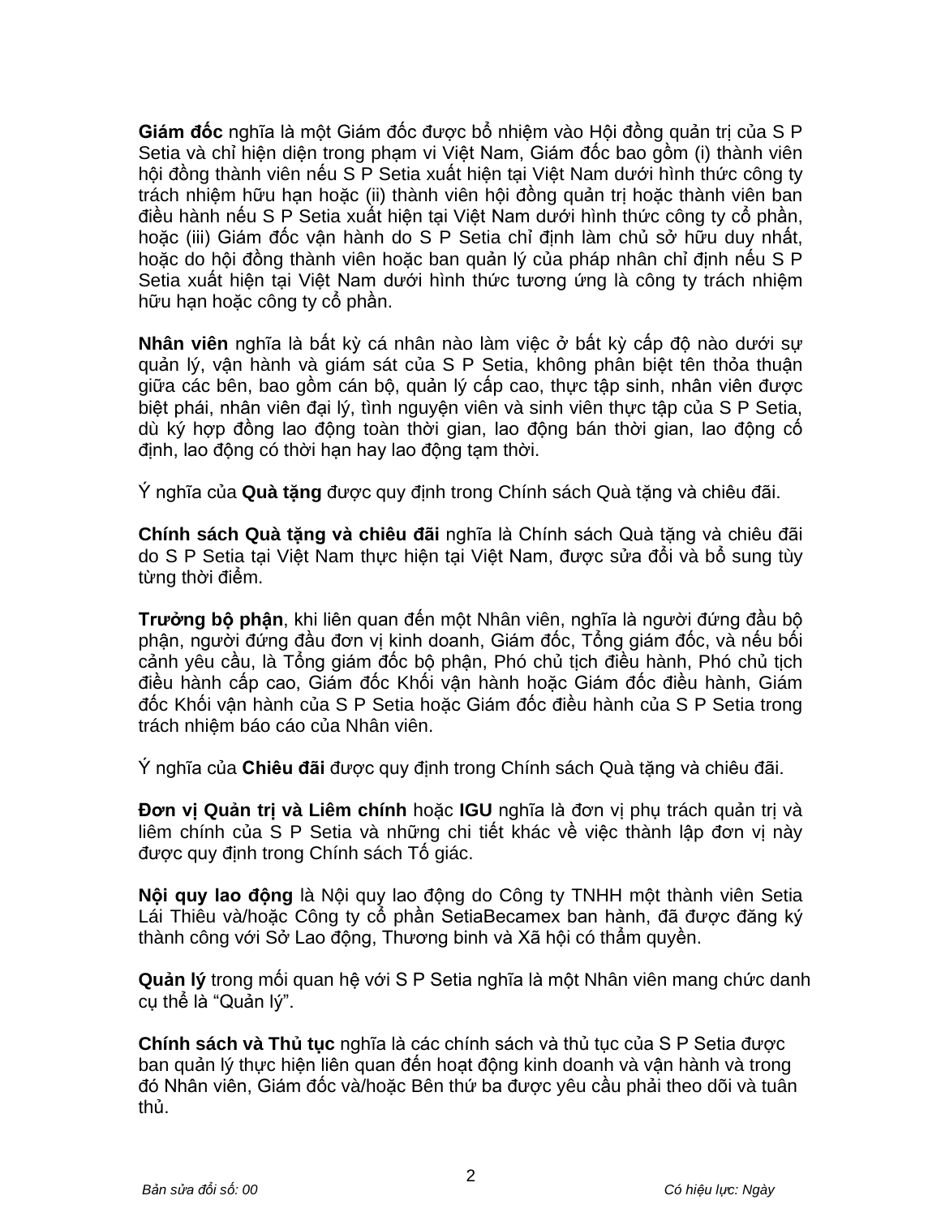**Giám đốc** nghĩa là một Giám đốc được bổ nhiệm vào Hội đồng quản trị của S P Setia và chỉ hiện diện trong phạm vi Việt Nam, Giám đốc bao gồm (i) thành viên hội đồng thành viên nếu S P Setia xuất hiện tại Việt Nam dưới hình thức công ty trách nhiệm hữu hạn hoặc (ii) thành viên hội đồng quản trị hoặc thành viên ban điều hành nếu S P Setia xuất hiện tại Việt Nam dưới hình thức công ty cổ phần, hoặc (iii) Giám đốc vận hành do S P Setia chỉ định làm chủ sở hữu duy nhất, hoặc do hội đồng thành viên hoặc ban quản lý của pháp nhân chỉ định nếu S P Setia xuất hiện tại Việt Nam dưới hình thức tương ứng là công ty trách nhiệm hữu hạn hoặc công ty cổ phần.

**Nhân viên** nghĩa là bất kỳ cá nhân nào làm việc ở bất kỳ cấp độ nào dưới sự quản lý, vận hành và giám sát của S P Setia, không phân biệt tên thỏa thuận giữa các bên, bao gồm cán bộ, quản lý cấp cao, thực tập sinh, nhân viên được biệt phái, nhân viên đại lý, tình nguyện viên và sinh viên thực tập của S P Setia, dù ký hợp đồng lao động toàn thời gian, lao động bán thời gian, lao động cố định, lao động có thời hạn hay lao động tạm thời.

Ý nghĩa của **Quà tặng** được quy định trong Chính sách Quà tặng và chiêu đãi.

**Chính sách Quà tặng và chiêu đãi** nghĩa là Chính sách Quà tặng và chiêu đãi do S P Setia tại Việt Nam thực hiện tại Việt Nam, được sửa đổi và bổ sung tùy từng thời điểm.

**Trưởng bộ phận**, khi liên quan đến một Nhân viên, nghĩa là người đứng đầu bộ phận, người đứng đầu đơn vị kinh doanh, Giám đốc, Tổng giám đốc, và nếu bối cảnh yêu cầu, là Tổng giám đốc bộ phận, Phó chủ tịch điều hành, Phó chủ tịch điều hành cấp cao, Giám đốc Khối vận hành hoặc Giám đốc điều hành, Giám đốc Khối vận hành của S P Setia hoặc Giám đốc điều hành của S P Setia trong trách nhiệm báo cáo của Nhân viên.

Ý nghĩa của **Chiêu đãi** được quy định trong Chính sách Quà tặng và chiêu đãi.

**Đơn vị Quản trị và Liêm chính** hoặc **IGU** nghĩa là đơn vị phụ trách quản trị và liêm chính của S P Setia và những chi tiết khác về việc thành lập đơn vị này được quy định trong Chính sách Tố giác.

**Nội quy lao động** là Nội quy lao động do Công ty TNHH một thành viên Setia Lái Thiêu và/hoặc Công ty cổ phần SetiaBecamex ban hành, đã được đăng ký thành công với Sở Lao động, Thương binh và Xã hội có thẩm quyền.

**Quản lý** trong mối quan hệ với S P Setia nghĩa là một Nhân viên mang chức danh cụ thể là "Quản lý".

**Chính sách và Thủ tục** nghĩa là các chính sách và thủ tục của S P Setia được ban quản lý thực hiện liên quan đến hoạt động kinh doanh và vận hành và trong đó Nhân viên, Giám đốc và/hoặc Bên thứ ba được yêu cầu phải theo dõi và tuân thủ.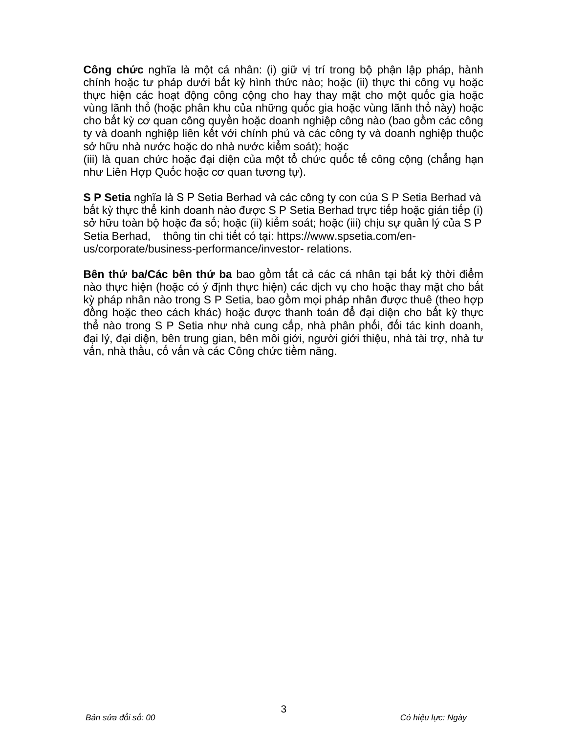**Công chức** nghĩa là một cá nhân: (i) giữ vị trí trong bộ phận lập pháp, hành chính hoặc tư pháp dưới bất kỳ hình thức nào; hoặc (ii) thực thi công vụ hoặc thực hiện các hoạt động công cộng cho hay thay mặt cho một quốc gia hoặc vùng lãnh thổ (hoặc phân khu của những quốc gia hoặc vùng lãnh thổ này) hoặc cho bất kỳ cơ quan công quyền hoặc doanh nghiệp công nào (bao gồm các công ty và doanh nghiệp liên kết với chính phủ và các công ty và doanh nghiệp thuộc sở hữu nhà nước hoặc do nhà nước kiểm soát); hoặc
(iii) là quan chức hoặc đại diện của một tổ chức quốc tế công cộng (chẳng hạn như Liên Hợp Quốc hoặc cơ quan tương tự).

**S P Setia** nghĩa là S P Setia Berhad và các công ty con của S P Setia Berhad và bất kỳ thực thể kinh doanh nào được S P Setia Berhad trực tiếp hoặc gián tiếp (i) sở hữu toàn bộ hoặc đa số; hoặc (ii) kiểm soát; hoặc (iii) chịu sự quản lý của S P Setia Berhad, thông tin chi tiết có tại: https://www.spsetia.com/en-us/corporate/business-performance/investor- relations.

**Bên thứ ba/Các bên thứ ba** bao gồm tất cả các cá nhân tại bất kỳ thời điểm nào thực hiện (hoặc có ý định thực hiện) các dịch vụ cho hoặc thay mặt cho bất kỳ pháp nhân nào trong S P Setia, bao gồm mọi pháp nhân được thuê (theo hợp đồng hoặc theo cách khác) hoặc được thanh toán để đại diện cho bất kỳ thực thể nào trong S P Setia như nhà cung cấp, nhà phân phối, đối tác kinh doanh, đại lý, đại diện, bên trung gian, bên môi giới, người giới thiệu, nhà tài trợ, nhà tư vấn, nhà thầu, cố vấn và các Công chức tiềm năng.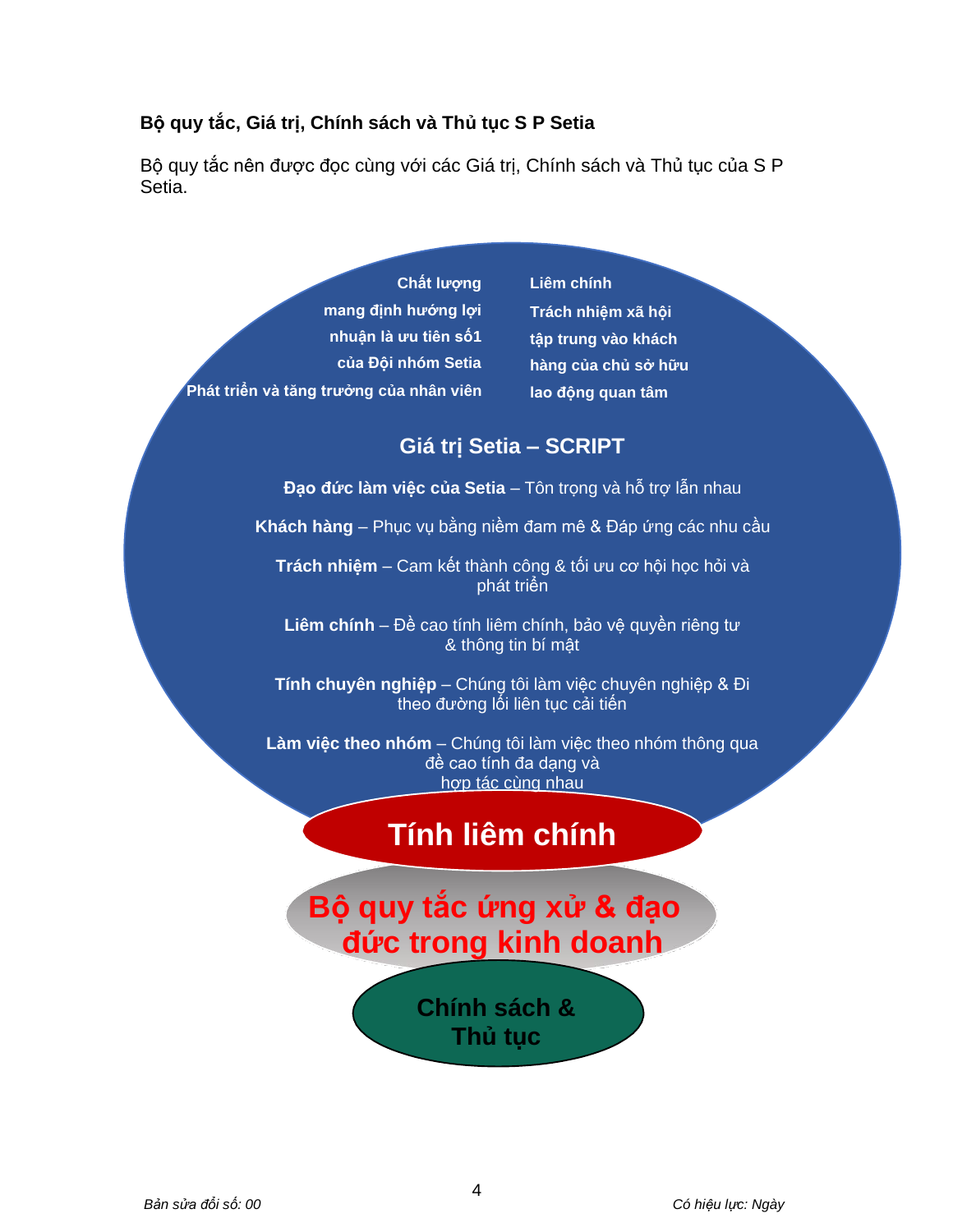**Bộ quy tắc, Giá trị, Chính sách và Thủ tục S P Setia**

Bộ quy tắc nên được đọc cùng với các Giá trị, Chính sách và Thủ tục của S P Setia.

**Chất lượng**
**mang định hướng lợi**
**nhuận là ưu tiên số1**
**của Đội nhóm Setia**
**Phát triển và tăng trưởng của nhân viên**

**Liêm chính**
**Trách nhiệm xã hội**
**tập trung vào khách**
**hàng của chủ sở hữu**
**lao động quan tâm**

**Giá trị Setia – SCRIPT**

**Đạo đức làm việc của Setia** – Tôn trọng và hỗ trợ lẫn nhau

**Khách hàng** – Phục vụ bằng niềm đam mê & Đáp ứng các nhu cầu

**Trách nhiệm** – Cam kết thành công & tối ưu cơ hội học hỏi và phát triển

**Liêm chính** – Đề cao tính liêm chính, bảo vệ quyền riêng tư & thông tin bí mật

**Tính chuyên nghiệp** – Chúng tôi làm việc chuyên nghiệp & Đi theo đường lối liên tục cải tiến

**Làm việc theo nhóm** – Chúng tôi làm việc theo nhóm thông qua đề cao tính đa dạng và hợp tác cùng nhau

**Tính liêm chính**

**Bộ quy tắc ứng xử & đạo đức trong kinh doanh**

**Chính sách & Thủ tục**

*Bản sửa đổi số: 00*

*Có hiệu lực: Ngày*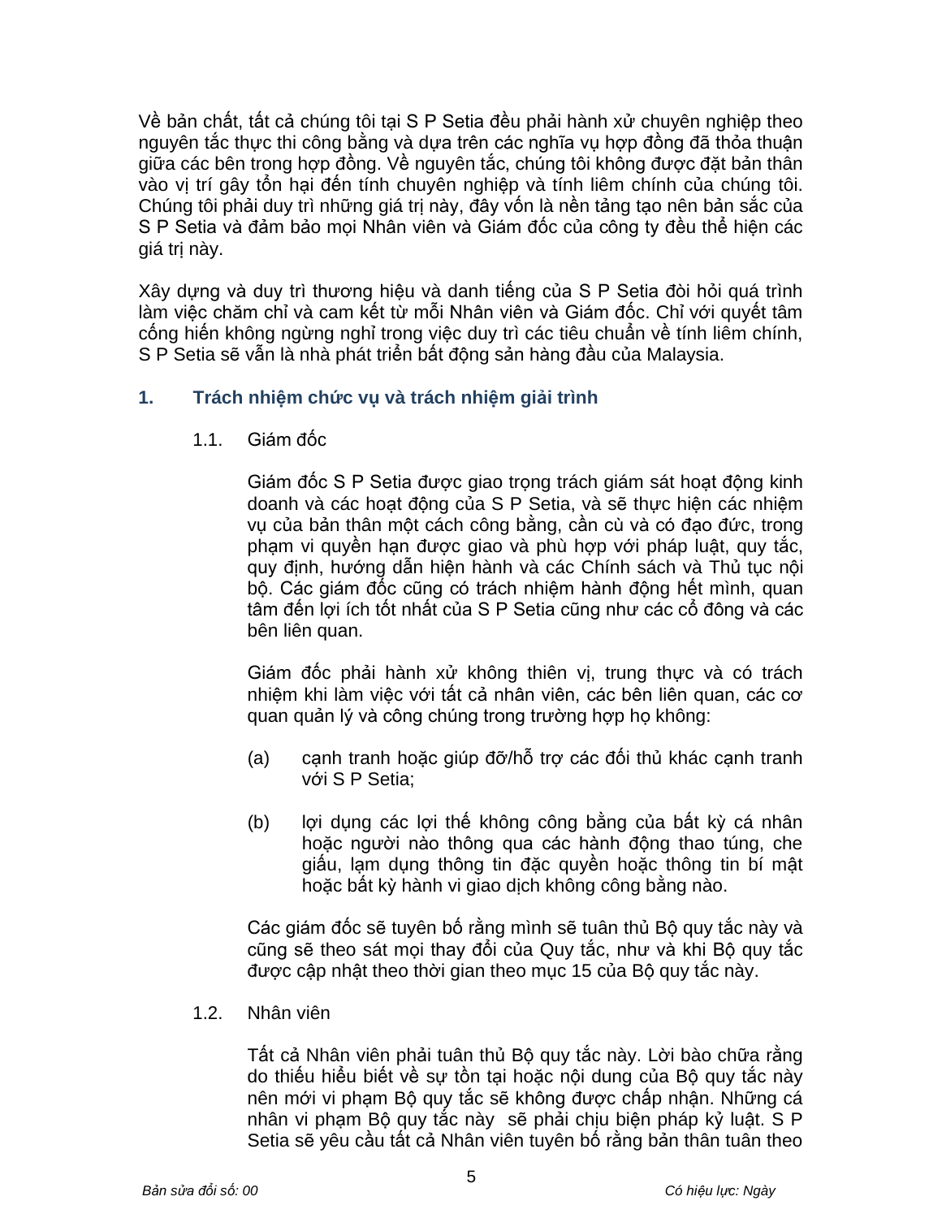Về bản chất, tất cả chúng tôi tại S P Setia đều phải hành xử chuyên nghiệp theo nguyên tắc thực thi công bằng và dựa trên các nghĩa vụ hợp đồng đã thỏa thuận giữa các bên trong hợp đồng. Về nguyên tắc, chúng tôi không được đặt bản thân vào vị trí gây tổn hại đến tính chuyên nghiệp và tính liêm chính của chúng tôi. Chúng tôi phải duy trì những giá trị này, đây vốn là nền tảng tạo nên bản sắc của S P Setia và đảm bảo mọi Nhân viên và Giám đốc của công ty đều thể hiện các giá trị này.

Xây dựng và duy trì thương hiệu và danh tiếng của S P Setia đòi hỏi quá trình làm việc chăm chỉ và cam kết từ mỗi Nhân viên và Giám đốc. Chỉ với quyết tâm cống hiến không ngừng nghỉ trong việc duy trì các tiêu chuẩn về tính liêm chính, S P Setia sẽ vẫn là nhà phát triển bất động sản hàng đầu của Malaysia.

## 1. Trách nhiệm chức vụ và trách nhiệm giải trình

### 1.1. Giám đốc

Giám đốc S P Setia được giao trọng trách giám sát hoạt động kinh doanh và các hoạt động của S P Setia, và sẽ thực hiện các nhiệm vụ của bản thân một cách công bằng, cần cù và có đạo đức, trong phạm vi quyền hạn được giao và phù hợp với pháp luật, quy tắc, quy định, hướng dẫn hiện hành và các Chính sách và Thủ tục nội bộ. Các giám đốc cũng có trách nhiệm hành động hết mình, quan tâm đến lợi ích tốt nhất của S P Setia cũng như các cổ đông và các bên liên quan.

Giám đốc phải hành xử không thiên vị, trung thực và có trách nhiệm khi làm việc với tất cả nhân viên, các bên liên quan, các cơ quan quản lý và công chúng trong trường hợp họ không:

(a) cạnh tranh hoặc giúp đỡ/hỗ trợ các đối thủ khác cạnh tranh với S P Setia;

(b) lợi dụng các lợi thế không công bằng của bất kỳ cá nhân hoặc người nào thông qua các hành động thao túng, che giấu, lạm dụng thông tin đặc quyền hoặc thông tin bí mật hoặc bất kỳ hành vi giao dịch không công bằng nào.

Các giám đốc sẽ tuyên bố rằng mình sẽ tuân thủ Bộ quy tắc này và cũng sẽ theo sát mọi thay đổi của Quy tắc, như và khi Bộ quy tắc được cập nhật theo thời gian theo mục 15 của Bộ quy tắc này.

### 1.2. Nhân viên

Tất cả Nhân viên phải tuân thủ Bộ quy tắc này. Lời bào chữa rằng do thiếu hiểu biết về sự tồn tại hoặc nội dung của Bộ quy tắc này nên mới vi phạm Bộ quy tắc sẽ không được chấp nhận. Những cá nhân vi phạm Bộ quy tắc này sẽ phải chịu biện pháp kỷ luật. S P Setia sẽ yêu cầu tất cả Nhân viên tuyên bố rằng bản thân tuân theo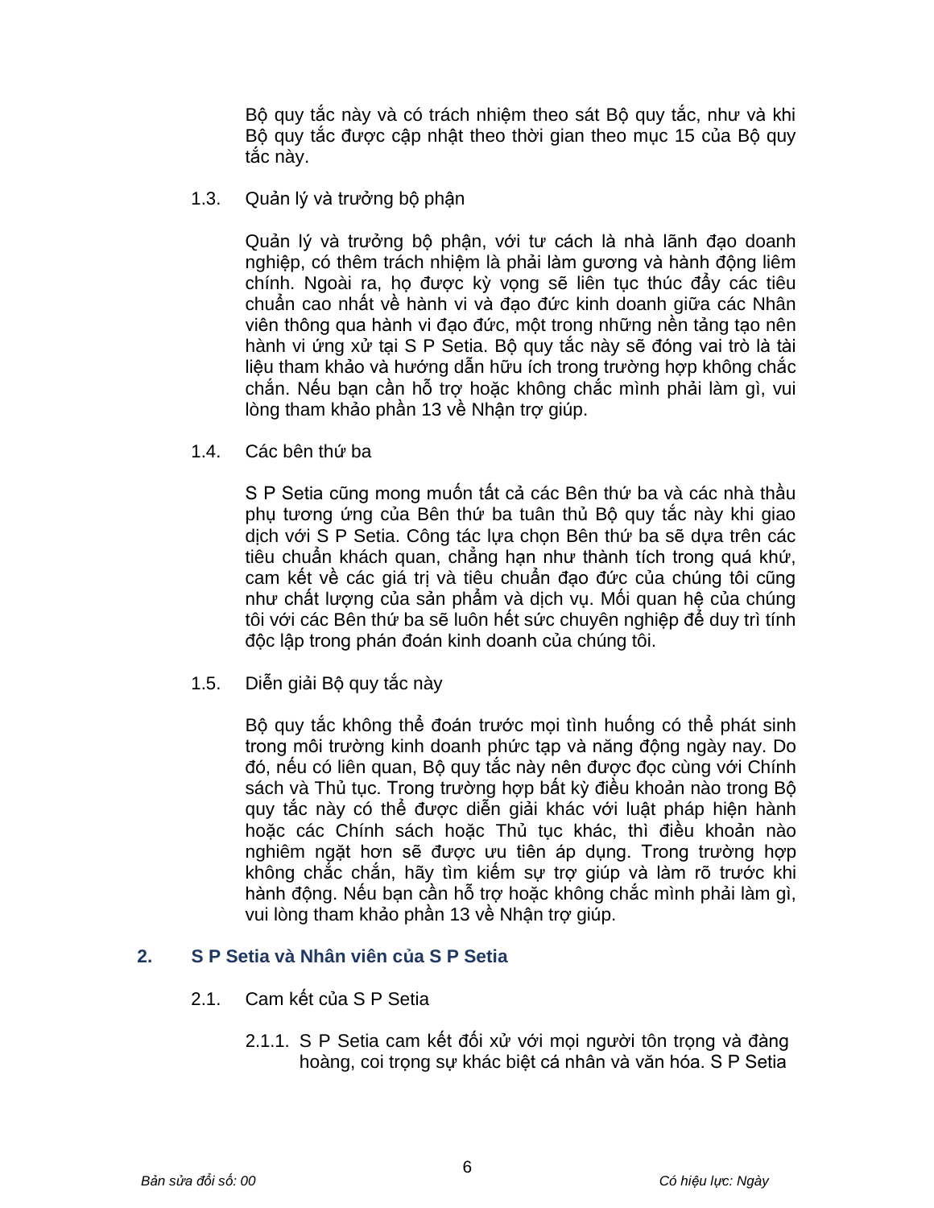Bộ quy tắc này và có trách nhiệm theo sát Bộ quy tắc, như và khi Bộ quy tắc được cập nhật theo thời gian theo mục 15 của Bộ quy tắc này.

1.3. Quản lý và trưởng bộ phận

Quản lý và trưởng bộ phận, với tư cách là nhà lãnh đạo doanh nghiệp, có thêm trách nhiệm là phải làm gương và hành động liêm chính. Ngoài ra, họ được kỳ vọng sẽ liên tục thúc đẩy các tiêu chuẩn cao nhất về hành vi và đạo đức kinh doanh giữa các Nhân viên thông qua hành vi đạo đức, một trong những nền tảng tạo nên hành vi ứng xử tại S P Setia. Bộ quy tắc này sẽ đóng vai trò là tài liệu tham khảo và hướng dẫn hữu ích trong trường hợp không chắc chắn. Nếu bạn cần hỗ trợ hoặc không chắc mình phải làm gì, vui lòng tham khảo phần 13 về Nhận trợ giúp.

1.4. Các bên thứ ba

S P Setia cũng mong muốn tất cả các Bên thứ ba và các nhà thầu phụ tương ứng của Bên thứ ba tuân thủ Bộ quy tắc này khi giao dịch với S P Setia. Công tác lựa chọn Bên thứ ba sẽ dựa trên các tiêu chuẩn khách quan, chẳng hạn như thành tích trong quá khứ, cam kết về các giá trị và tiêu chuẩn đạo đức của chúng tôi cũng như chất lượng của sản phẩm và dịch vụ. Mối quan hệ của chúng tôi với các Bên thứ ba sẽ luôn hết sức chuyên nghiệp để duy trì tính độc lập trong phán đoán kinh doanh của chúng tôi.

1.5. Diễn giải Bộ quy tắc này

Bộ quy tắc không thể đoán trước mọi tình huống có thể phát sinh trong môi trường kinh doanh phức tạp và năng động ngày nay. Do đó, nếu có liên quan, Bộ quy tắc này nên được đọc cùng với Chính sách và Thủ tục. Trong trường hợp bất kỳ điều khoản nào trong Bộ quy tắc này có thể được diễn giải khác với luật pháp hiện hành hoặc các Chính sách hoặc Thủ tục khác, thì điều khoản nào nghiêm ngặt hơn sẽ được ưu tiên áp dụng. Trong trường hợp không chắc chắn, hãy tìm kiếm sự trợ giúp và làm rõ trước khi hành động. Nếu bạn cần hỗ trợ hoặc không chắc mình phải làm gì, vui lòng tham khảo phần 13 về Nhận trợ giúp.

## 2. S P Setia và Nhân viên của S P Setia

2.1. Cam kết của S P Setia

2.1.1. S P Setia cam kết đối xử với mọi người tôn trọng và đàng hoàng, coi trọng sự khác biệt cá nhân và văn hóa. S P Setia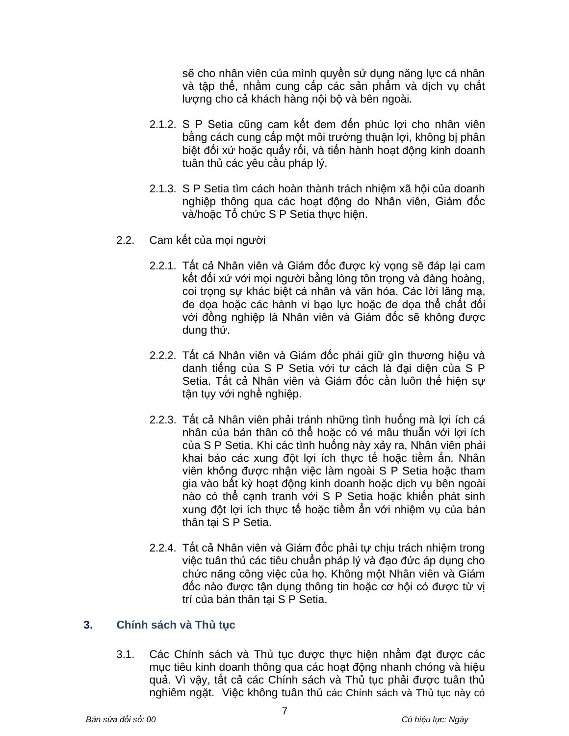sẽ cho nhân viên của mình quyền sử dụng năng lực cá nhân và tập thể, nhằm cung cấp các sản phẩm và dịch vụ chất lượng cho cả khách hàng nội bộ và bên ngoài.

2.1.2. S P Setia cũng cam kết đem đến phúc lợi cho nhân viên bằng cách cung cấp một môi trường thuận lợi, không bị phân biệt đối xử hoặc quấy rối, và tiến hành hoạt động kinh doanh tuân thủ các yêu cầu pháp lý.

2.1.3. S P Setia tìm cách hoàn thành trách nhiệm xã hội của doanh nghiệp thông qua các hoạt động do Nhân viên, Giám đốc và/hoặc Tổ chức S P Setia thực hiện.

2.2. Cam kết của mọi người

2.2.1. Tất cả Nhân viên và Giám đốc được kỳ vọng sẽ đáp lại cam kết đối xử với mọi người bằng lòng tôn trọng và đàng hoàng, coi trọng sự khác biệt cá nhân và văn hóa. Các lời lăng mạ, đe dọa hoặc các hành vi bạo lực hoặc đe dọa thể chất đối với đồng nghiệp là Nhân viên và Giám đốc sẽ không được dung thứ.

2.2.2. Tất cả Nhân viên và Giám đốc phải giữ gìn thương hiệu và danh tiếng của S P Setia với tư cách là đại diện của S P Setia. Tất cả Nhân viên và Giám đốc cần luôn thể hiện sự tận tụy với nghề nghiệp.

2.2.3. Tất cả Nhân viên phải tránh những tình huống mà lợi ích cá nhân của bản thân có thể hoặc có vẻ mâu thuẫn với lợi ích của S P Setia. Khi các tình huống này xảy ra, Nhân viên phải khai báo các xung đột lợi ích thực tế hoặc tiềm ẩn. Nhân viên không được nhận việc làm ngoài S P Setia hoặc tham gia vào bất kỳ hoạt động kinh doanh hoặc dịch vụ bên ngoài nào có thể cạnh tranh với S P Setia hoặc khiến phát sinh xung đột lợi ích thực tế hoặc tiềm ẩn với nhiệm vụ của bản thân tại S P Setia.

2.2.4. Tất cả Nhân viên và Giám đốc phải tự chịu trách nhiệm trong việc tuân thủ các tiêu chuẩn pháp lý và đạo đức áp dụng cho chức năng công việc của họ. Không một Nhân viên và Giám đốc nào được tận dụng thông tin hoặc cơ hội có được từ vị trí của bản thân tại S P Setia.

## 3. Chính sách và Thủ tục

3.1. Các Chính sách và Thủ tục được thực hiện nhằm đạt được các mục tiêu kinh doanh thông qua các hoạt động nhanh chóng và hiệu quả. Vì vậy, tất cả các Chính sách và Thủ tục phải được tuân thủ nghiêm ngặt. Việc không tuân thủ các Chính sách và Thủ tục này có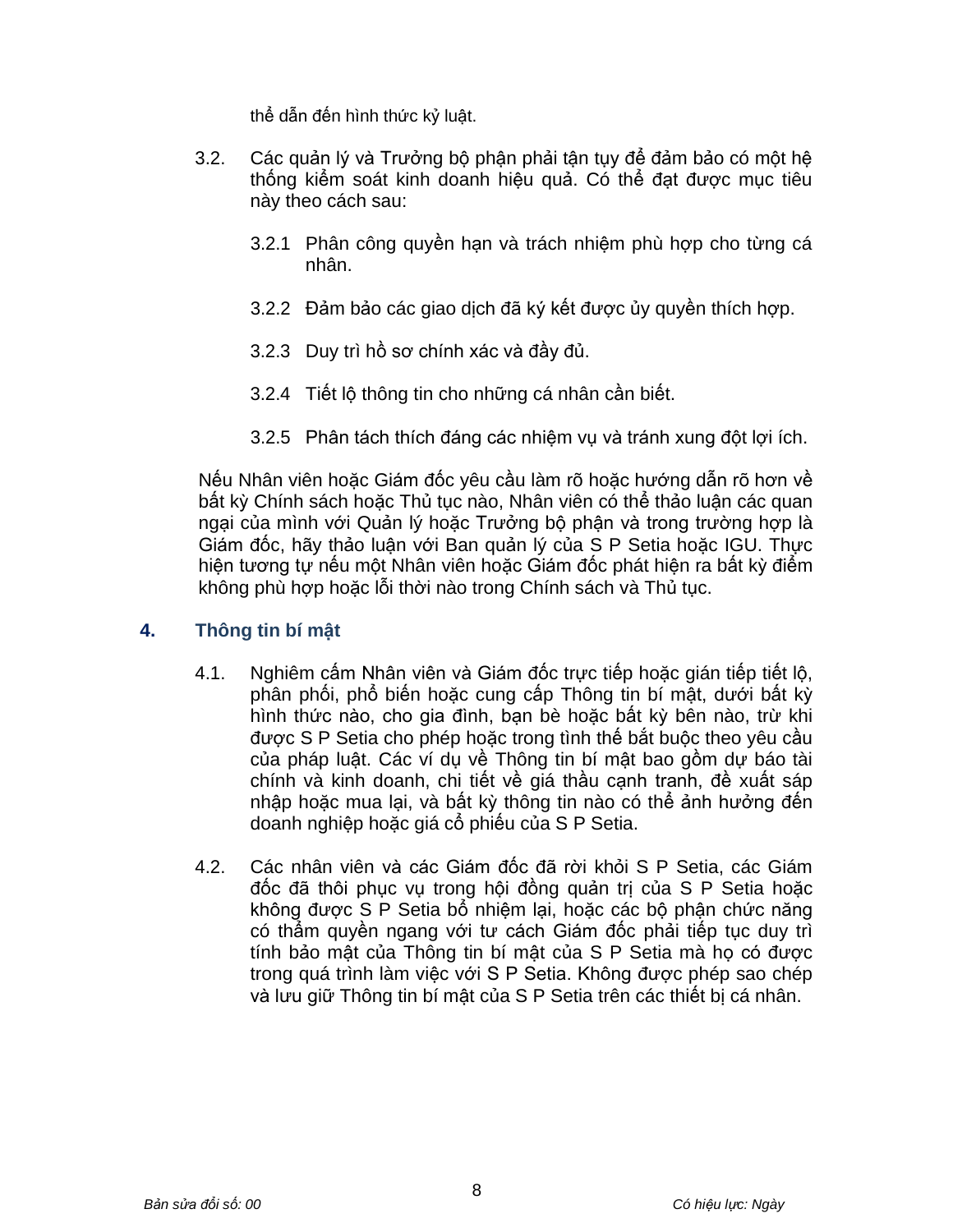thể dẫn đến hình thức kỷ luật.

3.2. Các quản lý và Trưởng bộ phận phải tận tụy để đảm bảo có một hệ thống kiểm soát kinh doanh hiệu quả. Có thể đạt được mục tiêu này theo cách sau:

3.2.1 Phân công quyền hạn và trách nhiệm phù hợp cho từng cá nhân.

3.2.2 Đảm bảo các giao dịch đã ký kết được ủy quyền thích hợp.

3.2.3 Duy trì hồ sơ chính xác và đầy đủ.

3.2.4 Tiết lộ thông tin cho những cá nhân cần biết.

3.2.5 Phân tách thích đáng các nhiệm vụ và tránh xung đột lợi ích.

Nếu Nhân viên hoặc Giám đốc yêu cầu làm rõ hoặc hướng dẫn rõ hơn về bất kỳ Chính sách hoặc Thủ tục nào, Nhân viên có thể thảo luận các quan ngại của mình với Quản lý hoặc Trưởng bộ phận và trong trường hợp là Giám đốc, hãy thảo luận với Ban quản lý của S P Setia hoặc IGU. Thực hiện tương tự nếu một Nhân viên hoặc Giám đốc phát hiện ra bất kỳ điểm không phù hợp hoặc lỗi thời nào trong Chính sách và Thủ tục.

## 4. Thông tin bí mật

4.1. Nghiêm cấm Nhân viên và Giám đốc trực tiếp hoặc gián tiếp tiết lộ, phân phối, phổ biến hoặc cung cấp Thông tin bí mật, dưới bất kỳ hình thức nào, cho gia đình, bạn bè hoặc bất kỳ bên nào, trừ khi được S P Setia cho phép hoặc trong tình thế bắt buộc theo yêu cầu của pháp luật. Các ví dụ về Thông tin bí mật bao gồm dự báo tài chính và kinh doanh, chi tiết về giá thầu cạnh tranh, đề xuất sáp nhập hoặc mua lại, và bất kỳ thông tin nào có thể ảnh hưởng đến doanh nghiệp hoặc giá cổ phiếu của S P Setia.

4.2. Các nhân viên và các Giám đốc đã rời khỏi S P Setia, các Giám đốc đã thôi phục vụ trong hội đồng quản trị của S P Setia hoặc không được S P Setia bổ nhiệm lại, hoặc các bộ phận chức năng có thẩm quyền ngang với tư cách Giám đốc phải tiếp tục duy trì tính bảo mật của Thông tin bí mật của S P Setia mà họ có được trong quá trình làm việc với S P Setia. Không được phép sao chép và lưu giữ Thông tin bí mật của S P Setia trên các thiết bị cá nhân.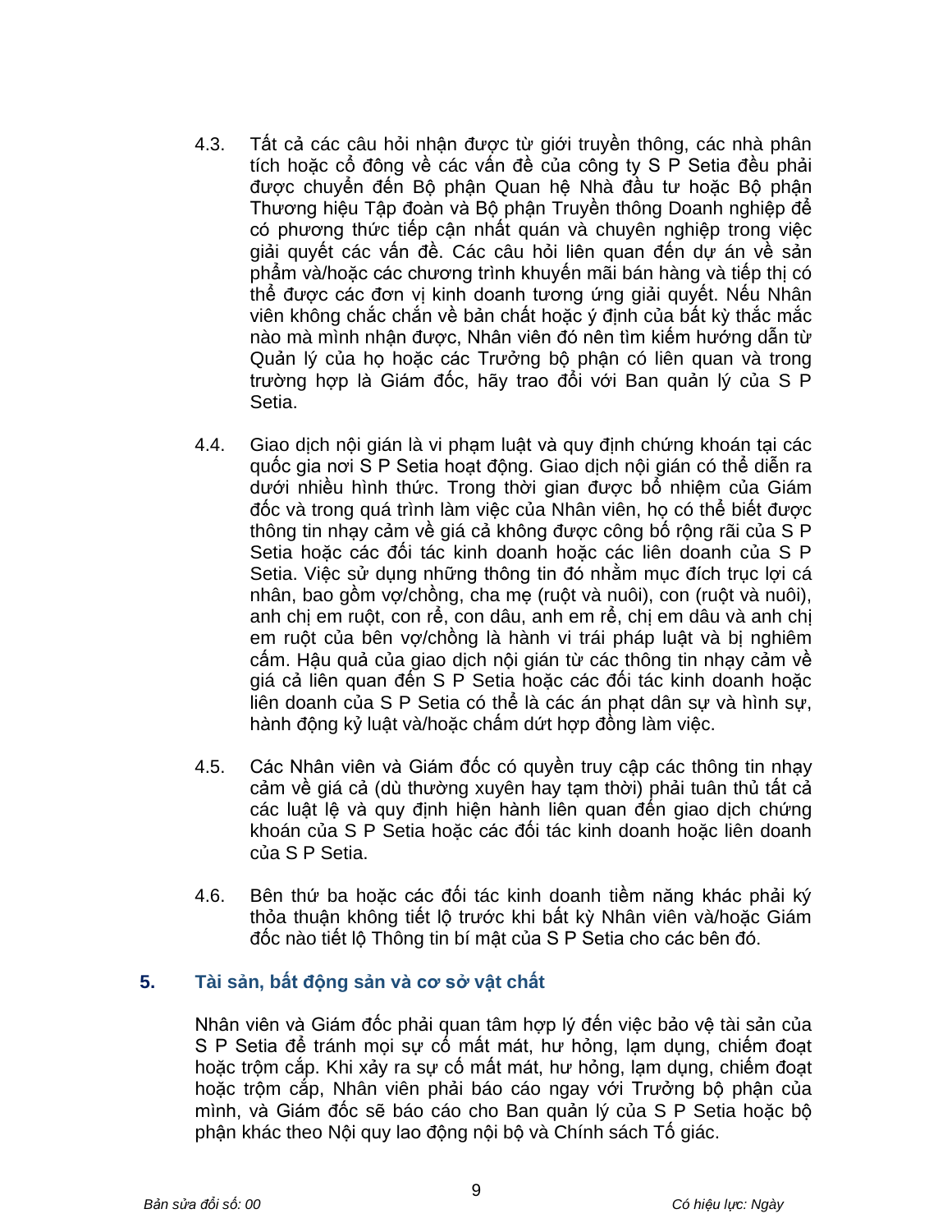4.3. Tất cả các câu hỏi nhận được từ giới truyền thông, các nhà phân tích hoặc cổ đông về các vấn đề của công ty S P Setia đều phải được chuyển đến Bộ phận Quan hệ Nhà đầu tư hoặc Bộ phận Thương hiệu Tập đoàn và Bộ phận Truyền thông Doanh nghiệp để có phương thức tiếp cận nhất quán và chuyên nghiệp trong việc giải quyết các vấn đề. Các câu hỏi liên quan đến dự án về sản phẩm và/hoặc các chương trình khuyến mãi bán hàng và tiếp thị có thể được các đơn vị kinh doanh tương ứng giải quyết. Nếu Nhân viên không chắc chắn về bản chất hoặc ý định của bất kỳ thắc mắc nào mà mình nhận được, Nhân viên đó nên tìm kiếm hướng dẫn từ Quản lý của họ hoặc các Trưởng bộ phận có liên quan và trong trường hợp là Giám đốc, hãy trao đổi với Ban quản lý của S P Setia.

4.4. Giao dịch nội gián là vi phạm luật và quy định chứng khoán tại các quốc gia nơi S P Setia hoạt động. Giao dịch nội gián có thể diễn ra dưới nhiều hình thức. Trong thời gian được bổ nhiệm của Giám đốc và trong quá trình làm việc của Nhân viên, họ có thể biết được thông tin nhạy cảm về giá cả không được công bố rộng rãi của S P Setia hoặc các đối tác kinh doanh hoặc các liên doanh của S P Setia. Việc sử dụng những thông tin đó nhằm mục đích trục lợi cá nhân, bao gồm vợ/chồng, cha mẹ (ruột và nuôi), con (ruột và nuôi), anh chị em ruột, con rể, con dâu, anh em rể, chị em dâu và anh chị em ruột của bên vợ/chồng là hành vi trái pháp luật và bị nghiêm cấm. Hậu quả của giao dịch nội gián từ các thông tin nhạy cảm về giá cả liên quan đến S P Setia hoặc các đối tác kinh doanh hoặc liên doanh của S P Setia có thể là các án phạt dân sự và hình sự, hành động kỷ luật và/hoặc chấm dứt hợp đồng làm việc.

4.5. Các Nhân viên và Giám đốc có quyền truy cập các thông tin nhạy cảm về giá cả (dù thường xuyên hay tạm thời) phải tuân thủ tất cả các luật lệ và quy định hiện hành liên quan đến giao dịch chứng khoán của S P Setia hoặc các đối tác kinh doanh hoặc liên doanh của S P Setia.

4.6. Bên thứ ba hoặc các đối tác kinh doanh tiềm năng khác phải ký thỏa thuận không tiết lộ trước khi bất kỳ Nhân viên và/hoặc Giám đốc nào tiết lộ Thông tin bí mật của S P Setia cho các bên đó.

## 5. Tài sản, bất động sản và cơ sở vật chất

Nhân viên và Giám đốc phải quan tâm hợp lý đến việc bảo vệ tài sản của S P Setia để tránh mọi sự cố mất mát, hư hỏng, lạm dụng, chiếm đoạt hoặc trộm cắp. Khi xảy ra sự cố mất mát, hư hỏng, lạm dụng, chiếm đoạt hoặc trộm cắp, Nhân viên phải báo cáo ngay với Trưởng bộ phận của mình, và Giám đốc sẽ báo cáo cho Ban quản lý của S P Setia hoặc bộ phận khác theo Nội quy lao động nội bộ và Chính sách Tố giác.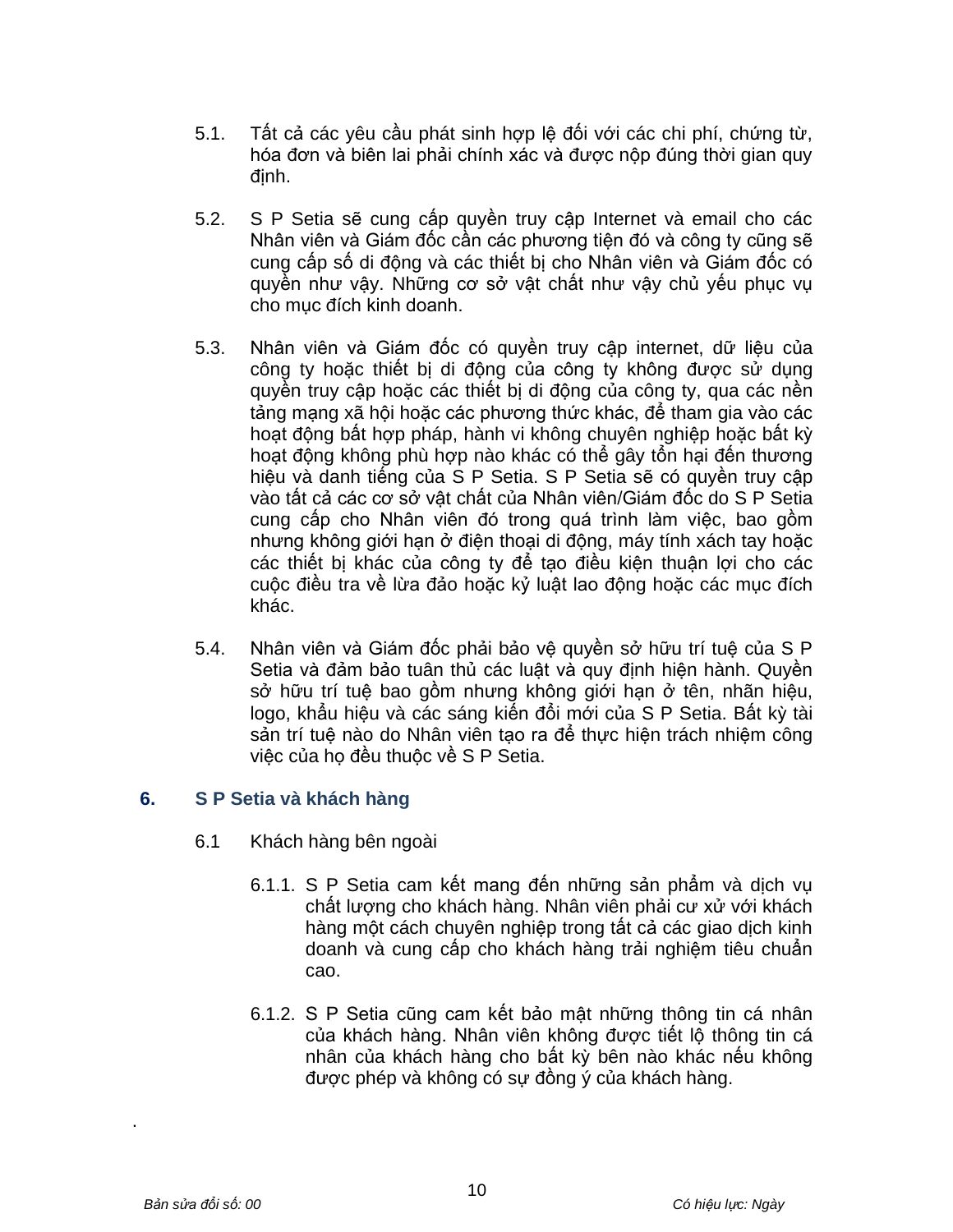5.1. Tất cả các yêu cầu phát sinh hợp lệ đối với các chi phí, chứng từ, hóa đơn và biên lai phải chính xác và được nộp đúng thời gian quy định.

5.2. S P Setia sẽ cung cấp quyền truy cập Internet và email cho các Nhân viên và Giám đốc cần các phương tiện đó và công ty cũng sẽ cung cấp số di động và các thiết bị cho Nhân viên và Giám đốc có quyền như vậy. Những cơ sở vật chất như vậy chủ yếu phục vụ cho mục đích kinh doanh.

5.3. Nhân viên và Giám đốc có quyền truy cập internet, dữ liệu của công ty hoặc thiết bị di động của công ty không được sử dụng quyền truy cập hoặc các thiết bị di động của công ty, qua các nền tảng mạng xã hội hoặc các phương thức khác, để tham gia vào các hoạt động bất hợp pháp, hành vi không chuyên nghiệp hoặc bất kỳ hoạt động không phù hợp nào khác có thể gây tổn hại đến thương hiệu và danh tiếng của S P Setia. S P Setia sẽ có quyền truy cập vào tất cả các cơ sở vật chất của Nhân viên/Giám đốc do S P Setia cung cấp cho Nhân viên đó trong quá trình làm việc, bao gồm nhưng không giới hạn ở điện thoại di động, máy tính xách tay hoặc các thiết bị khác của công ty để tạo điều kiện thuận lợi cho các cuộc điều tra về lừa đảo hoặc kỷ luật lao động hoặc các mục đích khác.

5.4. Nhân viên và Giám đốc phải bảo vệ quyền sở hữu trí tuệ của S P Setia và đảm bảo tuân thủ các luật và quy định hiện hành. Quyền sở hữu trí tuệ bao gồm nhưng không giới hạn ở tên, nhãn hiệu, logo, khẩu hiệu và các sáng kiến đổi mới của S P Setia. Bất kỳ tài sản trí tuệ nào do Nhân viên tạo ra để thực hiện trách nhiệm công việc của họ đều thuộc về S P Setia.

## 6. S P Setia và khách hàng

6.1 Khách hàng bên ngoài

6.1.1. S P Setia cam kết mang đến những sản phẩm và dịch vụ chất lượng cho khách hàng. Nhân viên phải cư xử với khách hàng một cách chuyên nghiệp trong tất cả các giao dịch kinh doanh và cung cấp cho khách hàng trải nghiệm tiêu chuẩn cao.

6.1.2. S P Setia cũng cam kết bảo mật những thông tin cá nhân của khách hàng. Nhân viên không được tiết lộ thông tin cá nhân của khách hàng cho bất kỳ bên nào khác nếu không được phép và không có sự đồng ý của khách hàng.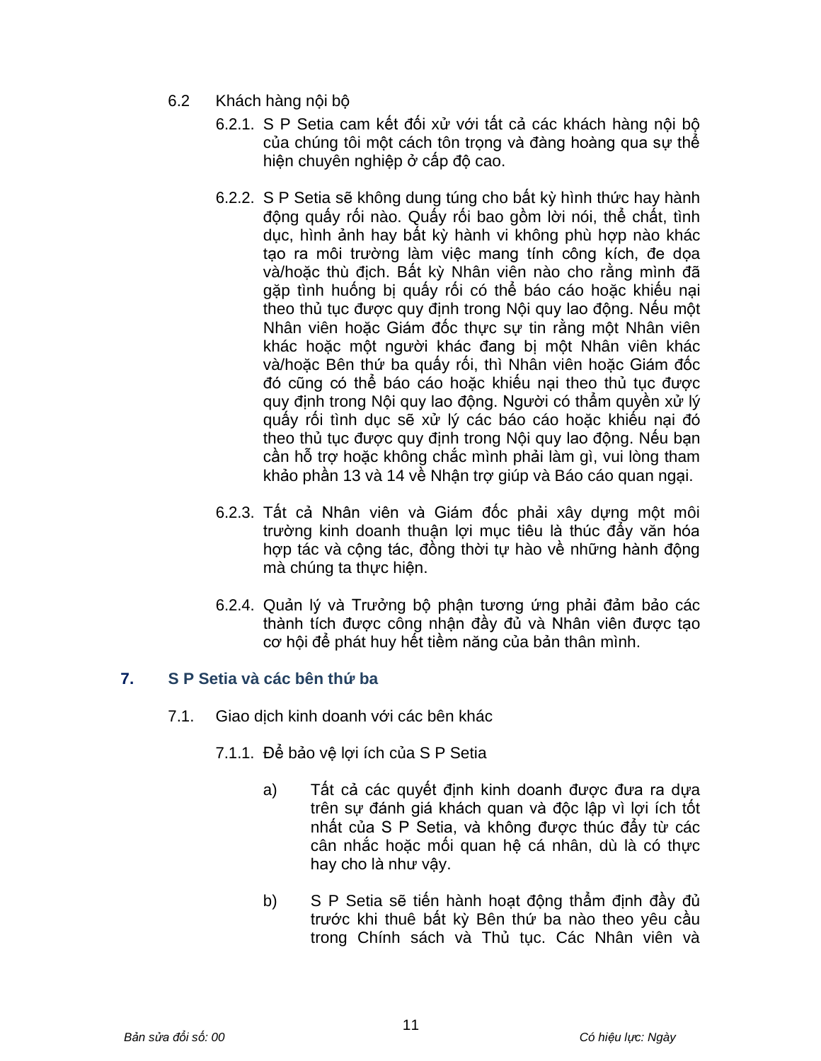6.2 Khách hàng nội bộ

6.2.1. S P Setia cam kết đối xử với tất cả các khách hàng nội bộ của chúng tôi một cách tôn trọng và đàng hoàng qua sự thể hiện chuyên nghiệp ở cấp độ cao.

6.2.2. S P Setia sẽ không dung túng cho bất kỳ hình thức hay hành động quấy rối nào. Quấy rối bao gồm lời nói, thể chất, tình dục, hình ảnh hay bất kỳ hành vi không phù hợp nào khác tạo ra môi trường làm việc mang tính công kích, đe dọa và/hoặc thù địch. Bất kỳ Nhân viên nào cho rằng mình đã gặp tình huống bị quấy rối có thể báo cáo hoặc khiếu nại theo thủ tục được quy định trong Nội quy lao động. Nếu một Nhân viên hoặc Giám đốc thực sự tin rằng một Nhân viên khác hoặc một người khác đang bị một Nhân viên khác và/hoặc Bên thứ ba quấy rối, thì Nhân viên hoặc Giám đốc đó cũng có thể báo cáo hoặc khiếu nại theo thủ tục được quy định trong Nội quy lao động. Người có thẩm quyền xử lý quấy rối tình dục sẽ xử lý các báo cáo hoặc khiếu nại đó theo thủ tục được quy định trong Nội quy lao động. Nếu bạn cần hỗ trợ hoặc không chắc mình phải làm gì, vui lòng tham khảo phần 13 và 14 về Nhận trợ giúp và Báo cáo quan ngại.

6.2.3. Tất cả Nhân viên và Giám đốc phải xây dựng một môi trường kinh doanh thuận lợi mục tiêu là thúc đẩy văn hóa hợp tác và cộng tác, đồng thời tự hào về những hành động mà chúng ta thực hiện.

6.2.4. Quản lý và Trưởng bộ phận tương ứng phải đảm bảo các thành tích được công nhận đầy đủ và Nhân viên được tạo cơ hội để phát huy hết tiềm năng của bản thân mình.

## 7. S P Setia và các bên thứ ba

7.1. Giao dịch kinh doanh với các bên khác

7.1.1. Để bảo vệ lợi ích của S P Setia

a) Tất cả các quyết định kinh doanh được đưa ra dựa trên sự đánh giá khách quan và độc lập vì lợi ích tốt nhất của S P Setia, và không được thúc đẩy từ các cân nhắc hoặc mối quan hệ cá nhân, dù là có thực hay cho là như vậy.

b) S P Setia sẽ tiến hành hoạt động thẩm định đầy đủ trước khi thuê bất kỳ Bên thứ ba nào theo yêu cầu trong Chính sách và Thủ tục. Các Nhân viên và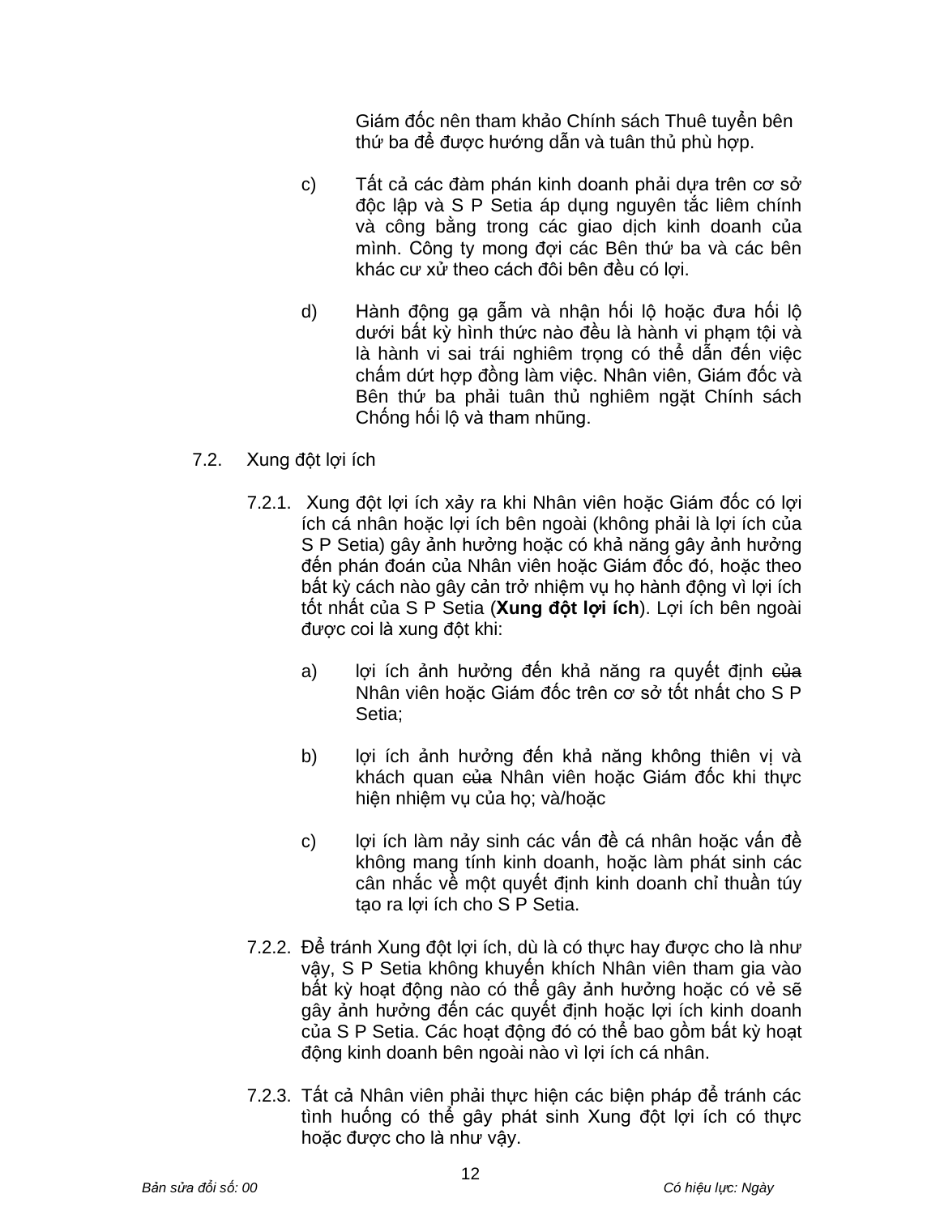Giám đốc nên tham khảo Chính sách Thuê tuyển bên thứ ba để được hướng dẫn và tuân thủ phù hợp.

c) Tất cả các đàm phán kinh doanh phải dựa trên cơ sở độc lập và S P Setia áp dụng nguyên tắc liêm chính và công bằng trong các giao dịch kinh doanh của mình. Công ty mong đợi các Bên thứ ba và các bên khác cư xử theo cách đôi bên đều có lợi.

d) Hành động gạ gẫm và nhận hối lộ hoặc đưa hối lộ dưới bất kỳ hình thức nào đều là hành vi phạm tội và là hành vi sai trái nghiêm trọng có thể dẫn đến việc chấm dứt hợp đồng làm việc. Nhân viên, Giám đốc và Bên thứ ba phải tuân thủ nghiêm ngặt Chính sách Chống hối lộ và tham nhũng.

7.2. Xung đột lợi ích

7.2.1. Xung đột lợi ích xảy ra khi Nhân viên hoặc Giám đốc có lợi ích cá nhân hoặc lợi ích bên ngoài (không phải là lợi ích của S P Setia) gây ảnh hưởng hoặc có khả năng gây ảnh hưởng đến phán đoán của Nhân viên hoặc Giám đốc đó, hoặc theo bất kỳ cách nào gây cản trở nhiệm vụ họ hành động vì lợi ích tốt nhất của S P Setia (**Xung đột lợi ích**). Lợi ích bên ngoài được coi là xung đột khi:

a) lợi ích ảnh hưởng đến khả năng ra quyết định ~~của~~ Nhân viên hoặc Giám đốc trên cơ sở tốt nhất cho S P Setia;

b) lợi ích ảnh hưởng đến khả năng không thiên vị và khách quan ~~của~~ Nhân viên hoặc Giám đốc khi thực hiện nhiệm vụ của họ; và/hoặc

c) lợi ích làm nảy sinh các vấn đề cá nhân hoặc vấn đề không mang tính kinh doanh, hoặc làm phát sinh các cân nhắc về một quyết định kinh doanh chỉ thuần túy tạo ra lợi ích cho S P Setia.

7.2.2. Để tránh Xung đột lợi ích, dù là có thực hay được cho là như vậy, S P Setia không khuyến khích Nhân viên tham gia vào bất kỳ hoạt động nào có thể gây ảnh hưởng hoặc có vẻ sẽ gây ảnh hưởng đến các quyết định hoặc lợi ích kinh doanh của S P Setia. Các hoạt động đó có thể bao gồm bất kỳ hoạt động kinh doanh bên ngoài nào vì lợi ích cá nhân.

7.2.3. Tất cả Nhân viên phải thực hiện các biện pháp để tránh các tình huống có thể gây phát sinh Xung đột lợi ích có thực hoặc được cho là như vậy.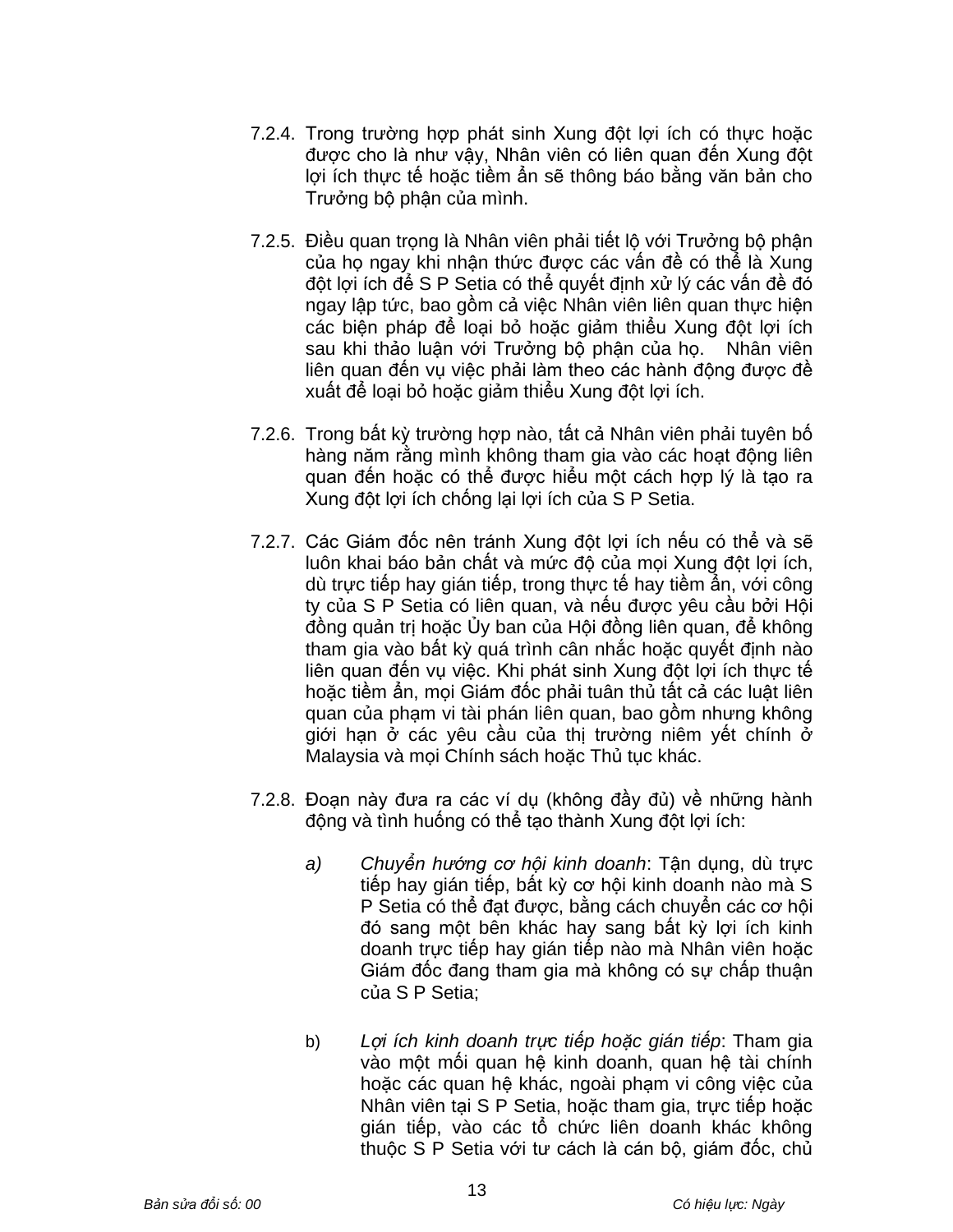7.2.4. Trong trường hợp phát sinh Xung đột lợi ích có thực hoặc được cho là như vậy, Nhân viên có liên quan đến Xung đột lợi ích thực tế hoặc tiềm ẩn sẽ thông báo bằng văn bản cho Trưởng bộ phận của mình.

7.2.5. Điều quan trọng là Nhân viên phải tiết lộ với Trưởng bộ phận của họ ngay khi nhận thức được các vấn đề có thể là Xung đột lợi ích để S P Setia có thể quyết định xử lý các vấn đề đó ngay lập tức, bao gồm cả việc Nhân viên liên quan thực hiện các biện pháp để loại bỏ hoặc giảm thiểu Xung đột lợi ích sau khi thảo luận với Trưởng bộ phận của họ. Nhân viên liên quan đến vụ việc phải làm theo các hành động được đề xuất để loại bỏ hoặc giảm thiểu Xung đột lợi ích.

7.2.6. Trong bất kỳ trường hợp nào, tất cả Nhân viên phải tuyên bố hàng năm rằng mình không tham gia vào các hoạt động liên quan đến hoặc có thể được hiểu một cách hợp lý là tạo ra Xung đột lợi ích chống lại lợi ích của S P Setia.

7.2.7. Các Giám đốc nên tránh Xung đột lợi ích nếu có thể và sẽ luôn khai báo bản chất và mức độ của mọi Xung đột lợi ích, dù trực tiếp hay gián tiếp, trong thực tế hay tiềm ẩn, với công ty của S P Setia có liên quan, và nếu được yêu cầu bởi Hội đồng quản trị hoặc Ủy ban của Hội đồng liên quan, để không tham gia vào bất kỳ quá trình cân nhắc hoặc quyết định nào liên quan đến vụ việc. Khi phát sinh Xung đột lợi ích thực tế hoặc tiềm ẩn, mọi Giám đốc phải tuân thủ tất cả các luật liên quan của phạm vi tài phán liên quan, bao gồm nhưng không giới hạn ở các yêu cầu của thị trường niêm yết chính ở Malaysia và mọi Chính sách hoặc Thủ tục khác.

7.2.8. Đoạn này đưa ra các ví dụ (không đầy đủ) về những hành động và tình huống có thể tạo thành Xung đột lợi ích:

a) *Chuyển hướng cơ hội kinh doanh*: Tận dụng, dù trực tiếp hay gián tiếp, bất kỳ cơ hội kinh doanh nào mà S P Setia có thể đạt được, bằng cách chuyển các cơ hội đó sang một bên khác hay sang bất kỳ lợi ích kinh doanh trực tiếp hay gián tiếp nào mà Nhân viên hoặc Giám đốc đang tham gia mà không có sự chấp thuận của S P Setia;

b) *Lợi ích kinh doanh trực tiếp hoặc gián tiếp*: Tham gia vào một mối quan hệ kinh doanh, quan hệ tài chính hoặc các quan hệ khác, ngoài phạm vi công việc của Nhân viên tại S P Setia, hoặc tham gia, trực tiếp hoặc gián tiếp, vào các tổ chức liên doanh khác không thuộc S P Setia với tư cách là cán bộ, giám đốc, chủ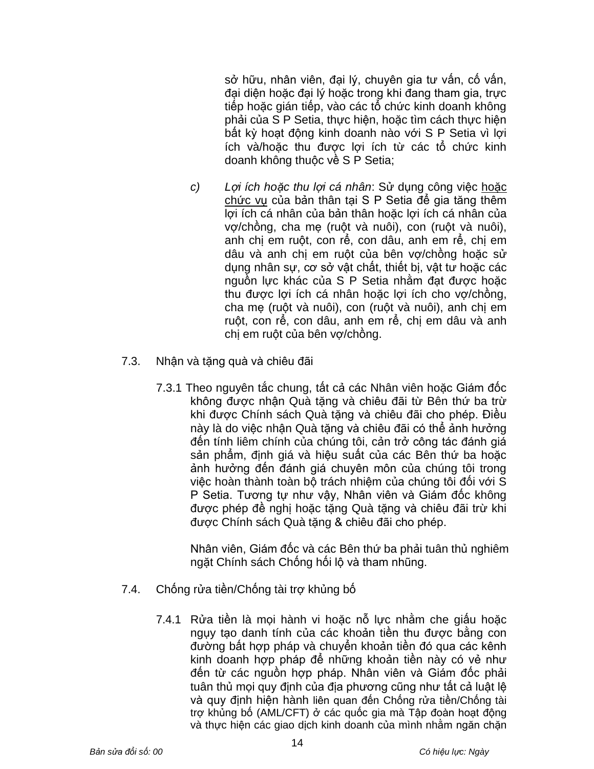sở hữu, nhân viên, đại lý, chuyên gia tư vấn, cố vấn, đại diện hoặc đại lý hoặc trong khi đang tham gia, trực tiếp hoặc gián tiếp, vào các tổ chức kinh doanh không phải của S P Setia, thực hiện, hoặc tìm cách thực hiện bất kỳ hoạt động kinh doanh nào với S P Setia vì lợi ích và/hoặc thu được lợi ích từ các tổ chức kinh doanh không thuộc về S P Setia;

c) *Lợi ích hoặc thu lợi cá nhân*: Sử dụng công việc hoặc chức vụ của bản thân tại S P Setia để gia tăng thêm lợi ích cá nhân của bản thân hoặc lợi ích cá nhân của vợ/chồng, cha mẹ (ruột và nuôi), con (ruột và nuôi), anh chị em ruột, con rể, con dâu, anh em rể, chị em dâu và anh chị em ruột của bên vợ/chồng hoặc sử dụng nhân sự, cơ sở vật chất, thiết bị, vật tư hoặc các nguồn lực khác của S P Setia nhằm đạt được hoặc thu được lợi ích cá nhân hoặc lợi ích cho vợ/chồng, cha mẹ (ruột và nuôi), con (ruột và nuôi), anh chị em ruột, con rể, con dâu, anh em rể, chị em dâu và anh chị em ruột của bên vợ/chồng.

7.3. Nhận và tặng quà và chiêu đãi

7.3.1 Theo nguyên tắc chung, tất cả các Nhân viên hoặc Giám đốc không được nhận Quà tặng và chiêu đãi từ Bên thứ ba trừ khi được Chính sách Quà tặng và chiêu đãi cho phép. Điều này là do việc nhận Quà tặng và chiêu đãi có thể ảnh hưởng đến tính liêm chính của chúng tôi, cản trở công tác đánh giá sản phẩm, định giá và hiệu suất của các Bên thứ ba hoặc ảnh hưởng đến đánh giá chuyên môn của chúng tôi trong việc hoàn thành toàn bộ trách nhiệm của chúng tôi đối với S P Setia. Tương tự như vậy, Nhân viên và Giám đốc không được phép đề nghị hoặc tặng Quà tặng và chiêu đãi trừ khi được Chính sách Quà tặng & chiêu đãi cho phép.

Nhân viên, Giám đốc và các Bên thứ ba phải tuân thủ nghiêm ngặt Chính sách Chống hối lộ và tham nhũng.

7.4. Chống rửa tiền/Chống tài trợ khủng bố

7.4.1 Rửa tiền là mọi hành vi hoặc nỗ lực nhằm che giấu hoặc ngụy tạo danh tính của các khoản tiền thu được bằng con đường bất hợp pháp và chuyển khoản tiền đó qua các kênh kinh doanh hợp pháp để những khoản tiền này có vẻ như đến từ các nguồn hợp pháp. Nhân viên và Giám đốc phải tuân thủ mọi quy định của địa phương cũng như tất cả luật lệ và quy định hiện hành liên quan đến Chống rửa tiền/Chống tài trợ khủng bố (AML/CFT) ở các quốc gia mà Tập đoàn hoạt động và thực hiện các giao dịch kinh doanh của mình nhằm ngăn chặn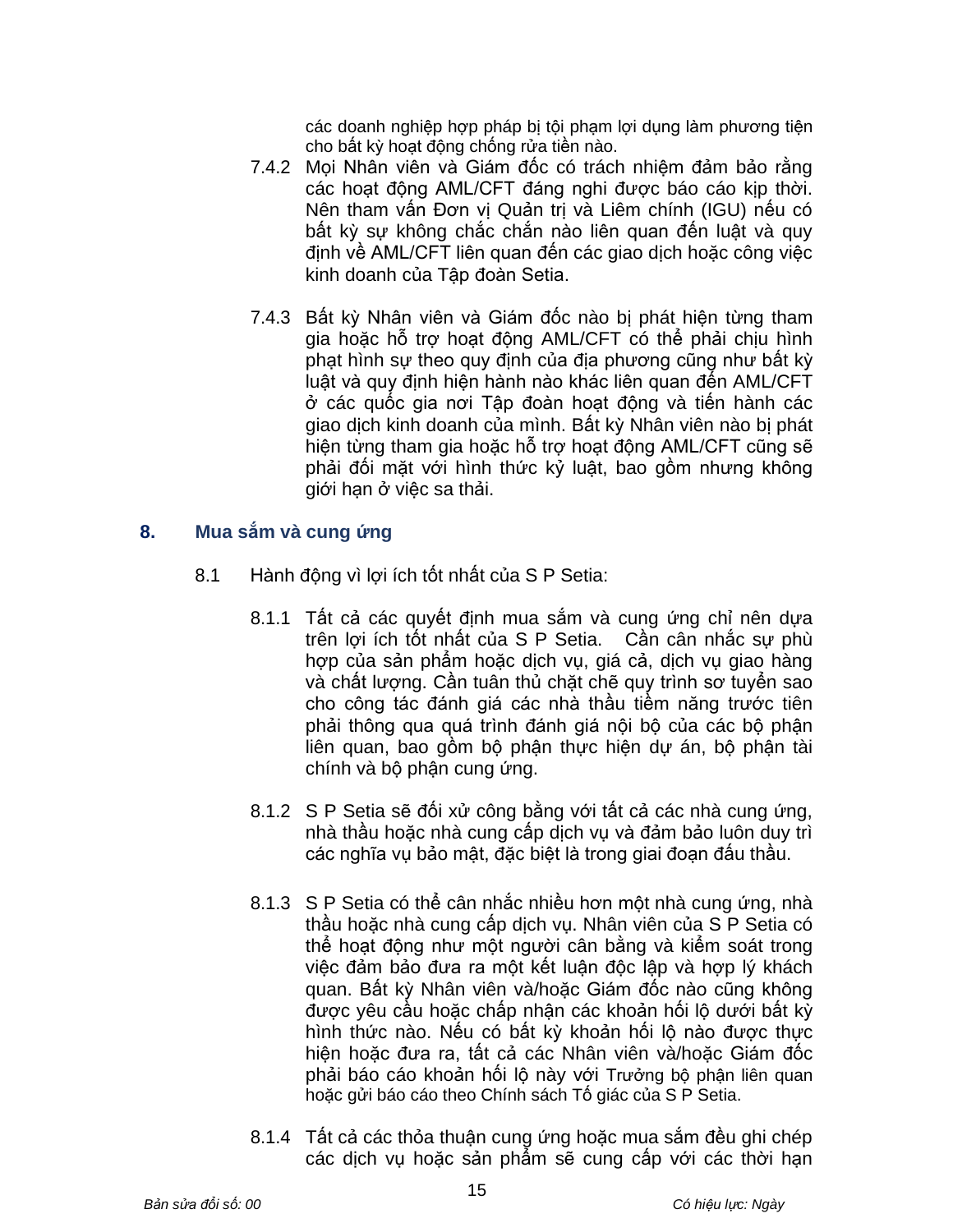các doanh nghiệp hợp pháp bị tội phạm lợi dụng làm phương tiện cho bất kỳ hoạt động chống rửa tiền nào.

7.4.2 Mọi Nhân viên và Giám đốc có trách nhiệm đảm bảo rằng các hoạt động AML/CFT đáng nghi được báo cáo kịp thời. Nên tham vấn Đơn vị Quản trị và Liêm chính (IGU) nếu có bất kỳ sự không chắc chắn nào liên quan đến luật và quy định về AML/CFT liên quan đến các giao dịch hoặc công việc kinh doanh của Tập đoàn Setia.

7.4.3 Bất kỳ Nhân viên và Giám đốc nào bị phát hiện từng tham gia hoặc hỗ trợ hoạt động AML/CFT có thể phải chịu hình phạt hình sự theo quy định của địa phương cũng như bất kỳ luật và quy định hiện hành nào khác liên quan đến AML/CFT ở các quốc gia nơi Tập đoàn hoạt động và tiến hành các giao dịch kinh doanh của mình. Bất kỳ Nhân viên nào bị phát hiện từng tham gia hoặc hỗ trợ hoạt động AML/CFT cũng sẽ phải đối mặt với hình thức kỷ luật, bao gồm nhưng không giới hạn ở việc sa thải.

## 8. Mua sắm và cung ứng

8.1 Hành động vì lợi ích tốt nhất của S P Setia:

8.1.1 Tất cả các quyết định mua sắm và cung ứng chỉ nên dựa trên lợi ích tốt nhất của S P Setia. Cần cân nhắc sự phù hợp của sản phẩm hoặc dịch vụ, giá cả, dịch vụ giao hàng và chất lượng. Cần tuân thủ chặt chẽ quy trình sơ tuyển sao cho công tác đánh giá các nhà thầu tiềm năng trước tiên phải thông qua quá trình đánh giá nội bộ của các bộ phận liên quan, bao gồm bộ phận thực hiện dự án, bộ phận tài chính và bộ phận cung ứng.

8.1.2 S P Setia sẽ đối xử công bằng với tất cả các nhà cung ứng, nhà thầu hoặc nhà cung cấp dịch vụ và đảm bảo luôn duy trì các nghĩa vụ bảo mật, đặc biệt là trong giai đoạn đấu thầu.

8.1.3 S P Setia có thể cân nhắc nhiều hơn một nhà cung ứng, nhà thầu hoặc nhà cung cấp dịch vụ. Nhân viên của S P Setia có thể hoạt động như một người cân bằng và kiểm soát trong việc đảm bảo đưa ra một kết luận độc lập và hợp lý khách quan. Bất kỳ Nhân viên và/hoặc Giám đốc nào cũng không được yêu cầu hoặc chấp nhận các khoản hối lộ dưới bất kỳ hình thức nào. Nếu có bất kỳ khoản hối lộ nào được thực hiện hoặc đưa ra, tất cả các Nhân viên và/hoặc Giám đốc phải báo cáo khoản hối lộ này với Trưởng bộ phận liên quan hoặc gửi báo cáo theo Chính sách Tố giác của S P Setia.

8.1.4 Tất cả các thỏa thuận cung ứng hoặc mua sắm đều ghi chép các dịch vụ hoặc sản phẩm sẽ cung cấp với các thời hạn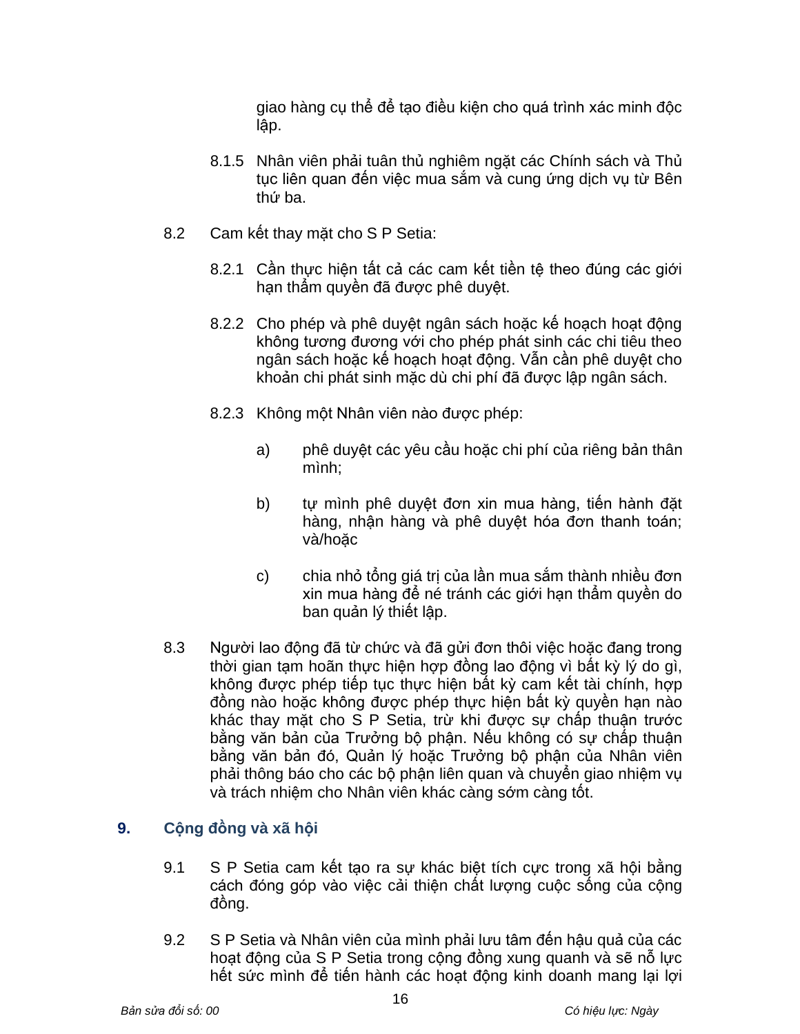giao hàng cụ thể để tạo điều kiện cho quá trình xác minh độc lập.

8.1.5 Nhân viên phải tuân thủ nghiêm ngặt các Chính sách và Thủ tục liên quan đến việc mua sắm và cung ứng dịch vụ từ Bên thứ ba.

8.2 Cam kết thay mặt cho S P Setia:

8.2.1 Cần thực hiện tất cả các cam kết tiền tệ theo đúng các giới hạn thẩm quyền đã được phê duyệt.

8.2.2 Cho phép và phê duyệt ngân sách hoặc kế hoạch hoạt động không tương đương với cho phép phát sinh các chi tiêu theo ngân sách hoặc kế hoạch hoạt động. Vẫn cần phê duyệt cho khoản chi phát sinh mặc dù chi phí đã được lập ngân sách.

8.2.3 Không một Nhân viên nào được phép:

a) phê duyệt các yêu cầu hoặc chi phí của riêng bản thân mình;

b) tự mình phê duyệt đơn xin mua hàng, tiến hành đặt hàng, nhận hàng và phê duyệt hóa đơn thanh toán; và/hoặc

c) chia nhỏ tổng giá trị của lần mua sắm thành nhiều đơn xin mua hàng để né tránh các giới hạn thẩm quyền do ban quản lý thiết lập.

8.3 Người lao động đã từ chức và đã gửi đơn thôi việc hoặc đang trong thời gian tạm hoãn thực hiện hợp đồng lao động vì bất kỳ lý do gì, không được phép tiếp tục thực hiện bất kỳ cam kết tài chính, hợp đồng nào hoặc không được phép thực hiện bất kỳ quyền hạn nào khác thay mặt cho S P Setia, trừ khi được sự chấp thuận trước bằng văn bản của Trưởng bộ phận. Nếu không có sự chấp thuận bằng văn bản đó, Quản lý hoặc Trưởng bộ phận của Nhân viên phải thông báo cho các bộ phận liên quan và chuyển giao nhiệm vụ và trách nhiệm cho Nhân viên khác càng sớm càng tốt.

## 9. Cộng đồng và xã hội

9.1 S P Setia cam kết tạo ra sự khác biệt tích cực trong xã hội bằng cách đóng góp vào việc cải thiện chất lượng cuộc sống của cộng đồng.

9.2 S P Setia và Nhân viên của mình phải lưu tâm đến hậu quả của các hoạt động của S P Setia trong cộng đồng xung quanh và sẽ nỗ lực hết sức mình để tiến hành các hoạt động kinh doanh mang lại lợi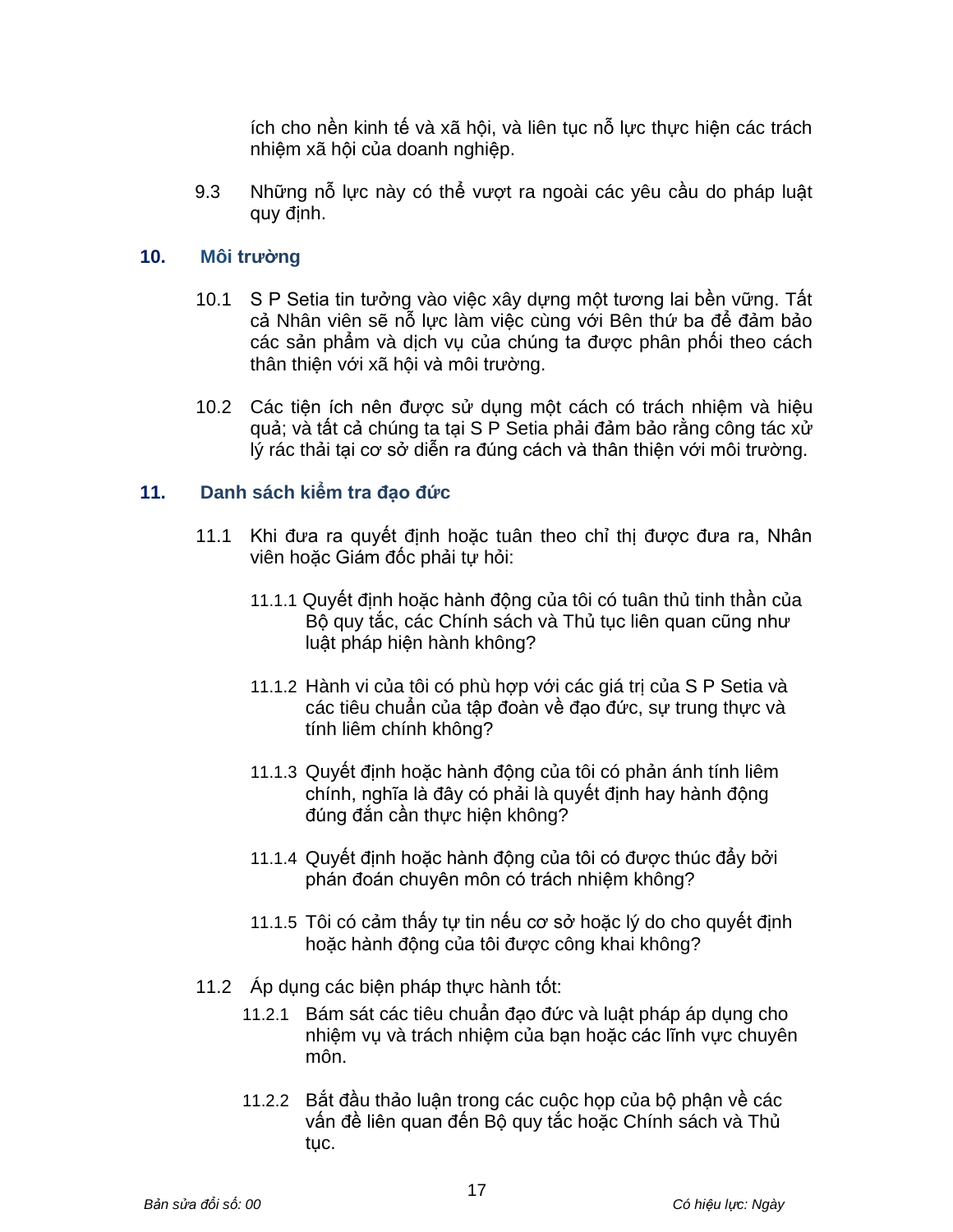ích cho nền kinh tế và xã hội, và liên tục nỗ lực thực hiện các trách nhiệm xã hội của doanh nghiệp.

9.3 Những nỗ lực này có thể vượt ra ngoài các yêu cầu do pháp luật quy định.

## 10. Môi trường

10.1 S P Setia tin tưởng vào việc xây dựng một tương lai bền vững. Tất cả Nhân viên sẽ nỗ lực làm việc cùng với Bên thứ ba để đảm bảo các sản phẩm và dịch vụ của chúng ta được phân phối theo cách thân thiện với xã hội và môi trường.

10.2 Các tiện ích nên được sử dụng một cách có trách nhiệm và hiệu quả; và tất cả chúng ta tại S P Setia phải đảm bảo rằng công tác xử lý rác thải tại cơ sở diễn ra đúng cách và thân thiện với môi trường.

## 11. Danh sách kiểm tra đạo đức

11.1 Khi đưa ra quyết định hoặc tuân theo chỉ thị được đưa ra, Nhân viên hoặc Giám đốc phải tự hỏi:

11.1.1 Quyết định hoặc hành động của tôi có tuân thủ tinh thần của Bộ quy tắc, các Chính sách và Thủ tục liên quan cũng như luật pháp hiện hành không?

11.1.2 Hành vi của tôi có phù hợp với các giá trị của S P Setia và các tiêu chuẩn của tập đoàn về đạo đức, sự trung thực và tính liêm chính không?

11.1.3 Quyết định hoặc hành động của tôi có phản ánh tính liêm chính, nghĩa là đây có phải là quyết định hay hành động đúng đắn cần thực hiện không?

11.1.4 Quyết định hoặc hành động của tôi có được thúc đẩy bởi phán đoán chuyên môn có trách nhiệm không?

11.1.5 Tôi có cảm thấy tự tin nếu cơ sở hoặc lý do cho quyết định hoặc hành động của tôi được công khai không?

11.2 Áp dụng các biện pháp thực hành tốt:

11.2.1 Bám sát các tiêu chuẩn đạo đức và luật pháp áp dụng cho nhiệm vụ và trách nhiệm của bạn hoặc các lĩnh vực chuyên môn.

11.2.2 Bắt đầu thảo luận trong các cuộc họp của bộ phận về các vấn đề liên quan đến Bộ quy tắc hoặc Chính sách và Thủ tục.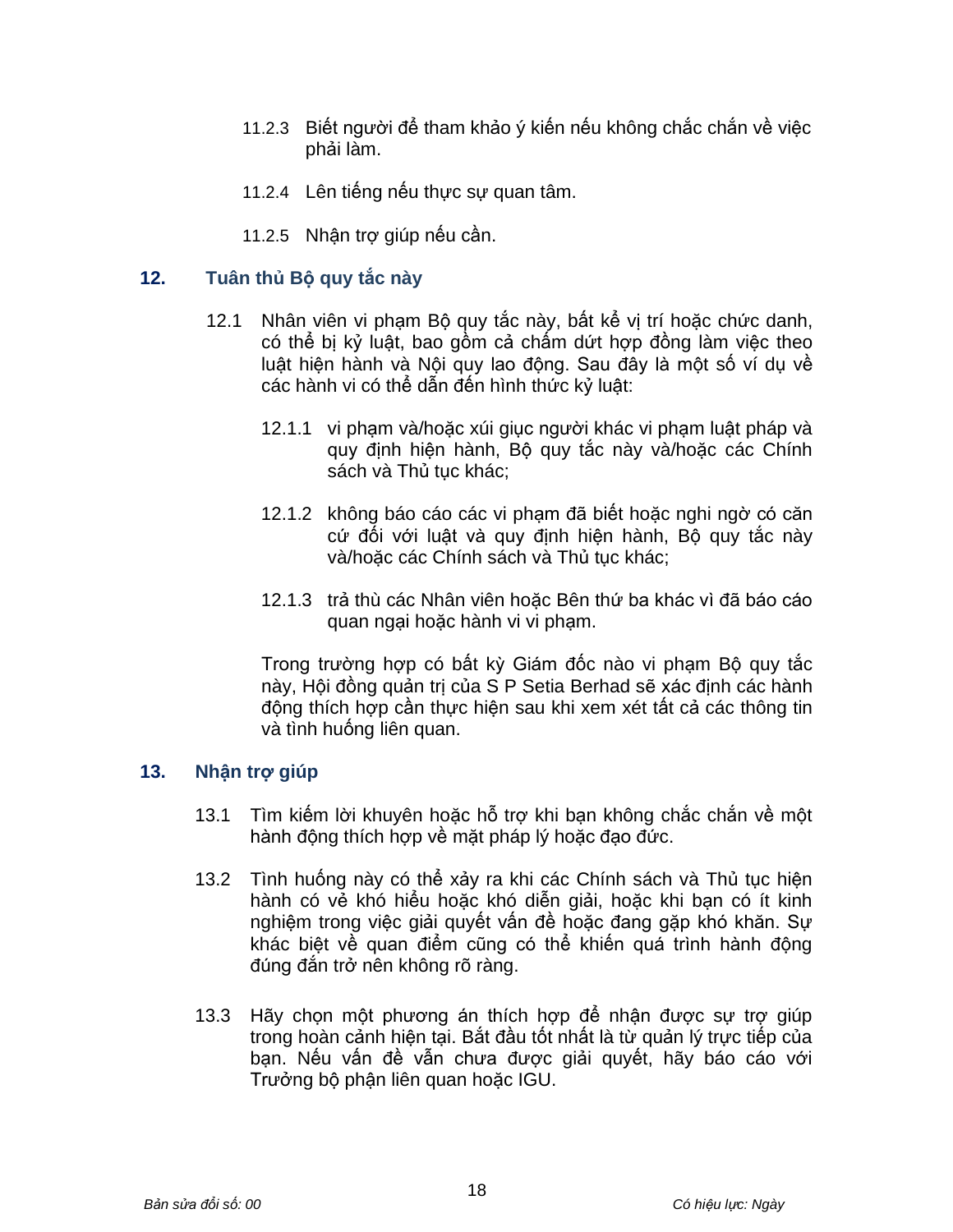11.2.3 Biết người để tham khảo ý kiến nếu không chắc chắn về việc phải làm.

11.2.4 Lên tiếng nếu thực sự quan tâm.

11.2.5 Nhận trợ giúp nếu cần.

## 12. Tuân thủ Bộ quy tắc này

12.1 Nhân viên vi phạm Bộ quy tắc này, bất kể vị trí hoặc chức danh, có thể bị kỷ luật, bao gồm cả chấm dứt hợp đồng làm việc theo luật hiện hành và Nội quy lao động. Sau đây là một số ví dụ về các hành vi có thể dẫn đến hình thức kỷ luật:

12.1.1 vi phạm và/hoặc xúi giục người khác vi phạm luật pháp và quy định hiện hành, Bộ quy tắc này và/hoặc các Chính sách và Thủ tục khác;

12.1.2 không báo cáo các vi phạm đã biết hoặc nghi ngờ có căn cứ đối với luật và quy định hiện hành, Bộ quy tắc này và/hoặc các Chính sách và Thủ tục khác;

12.1.3 trả thù các Nhân viên hoặc Bên thứ ba khác vì đã báo cáo quan ngại hoặc hành vi vi phạm.

Trong trường hợp có bất kỳ Giám đốc nào vi phạm Bộ quy tắc này, Hội đồng quản trị của S P Setia Berhad sẽ xác định các hành động thích hợp cần thực hiện sau khi xem xét tất cả các thông tin và tình huống liên quan.

## 13. Nhận trợ giúp

13.1 Tìm kiếm lời khuyên hoặc hỗ trợ khi bạn không chắc chắn về một hành động thích hợp về mặt pháp lý hoặc đạo đức.

13.2 Tình huống này có thể xảy ra khi các Chính sách và Thủ tục hiện hành có vẻ khó hiểu hoặc khó diễn giải, hoặc khi bạn có ít kinh nghiệm trong việc giải quyết vấn đề hoặc đang gặp khó khăn. Sự khác biệt về quan điểm cũng có thể khiến quá trình hành động đúng đắn trở nên không rõ ràng.

13.3 Hãy chọn một phương án thích hợp để nhận được sự trợ giúp trong hoàn cảnh hiện tại. Bắt đầu tốt nhất là từ quản lý trực tiếp của bạn. Nếu vấn đề vẫn chưa được giải quyết, hãy báo cáo với Trưởng bộ phận liên quan hoặc IGU.

*Bản sửa đổi số: 00* *Có hiệu lực: Ngày*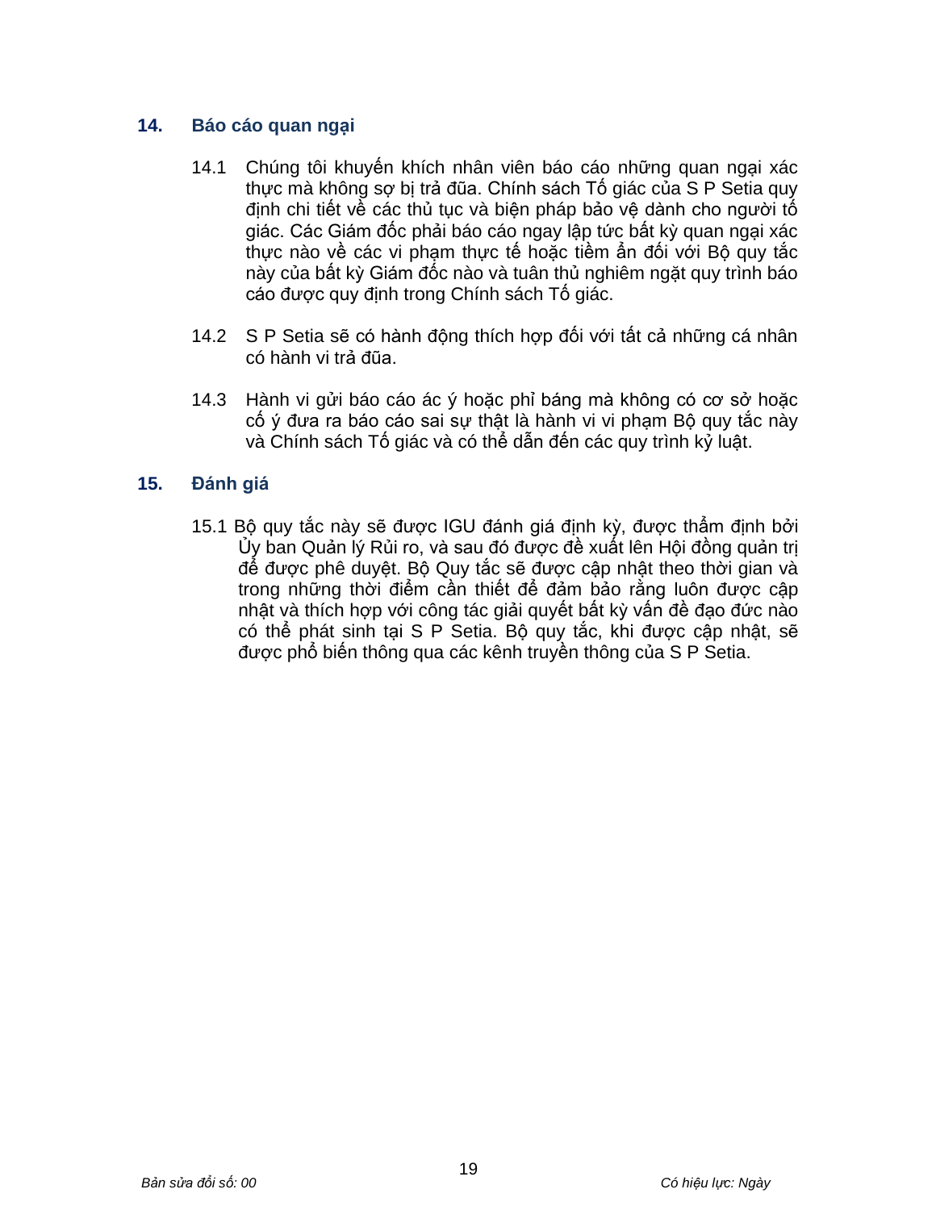## 14. Báo cáo quan ngại

14.1 Chúng tôi khuyến khích nhân viên báo cáo những quan ngại xác thực mà không sợ bị trả đũa. Chính sách Tố giác của S P Setia quy định chi tiết về các thủ tục và biện pháp bảo vệ dành cho người tố giác. Các Giám đốc phải báo cáo ngay lập tức bất kỳ quan ngại xác thực nào về các vi phạm thực tế hoặc tiềm ẩn đối với Bộ quy tắc này của bất kỳ Giám đốc nào và tuân thủ nghiêm ngặt quy trình báo cáo được quy định trong Chính sách Tố giác.

14.2 S P Setia sẽ có hành động thích hợp đối với tất cả những cá nhân có hành vi trả đũa.

14.3 Hành vi gửi báo cáo ác ý hoặc phỉ báng mà không có cơ sở hoặc cố ý đưa ra báo cáo sai sự thật là hành vi vi phạm Bộ quy tắc này và Chính sách Tố giác và có thể dẫn đến các quy trình kỷ luật.

## 15. Đánh giá

15.1 Bộ quy tắc này sẽ được IGU đánh giá định kỳ, được thẩm định bởi Ủy ban Quản lý Rủi ro, và sau đó được đề xuất lên Hội đồng quản trị để được phê duyệt. Bộ Quy tắc sẽ được cập nhật theo thời gian và trong những thời điểm cần thiết để đảm bảo rằng luôn được cập nhật và thích hợp với công tác giải quyết bất kỳ vấn đề đạo đức nào có thể phát sinh tại S P Setia. Bộ quy tắc, khi được cập nhật, sẽ được phổ biến thông qua các kênh truyền thông của S P Setia.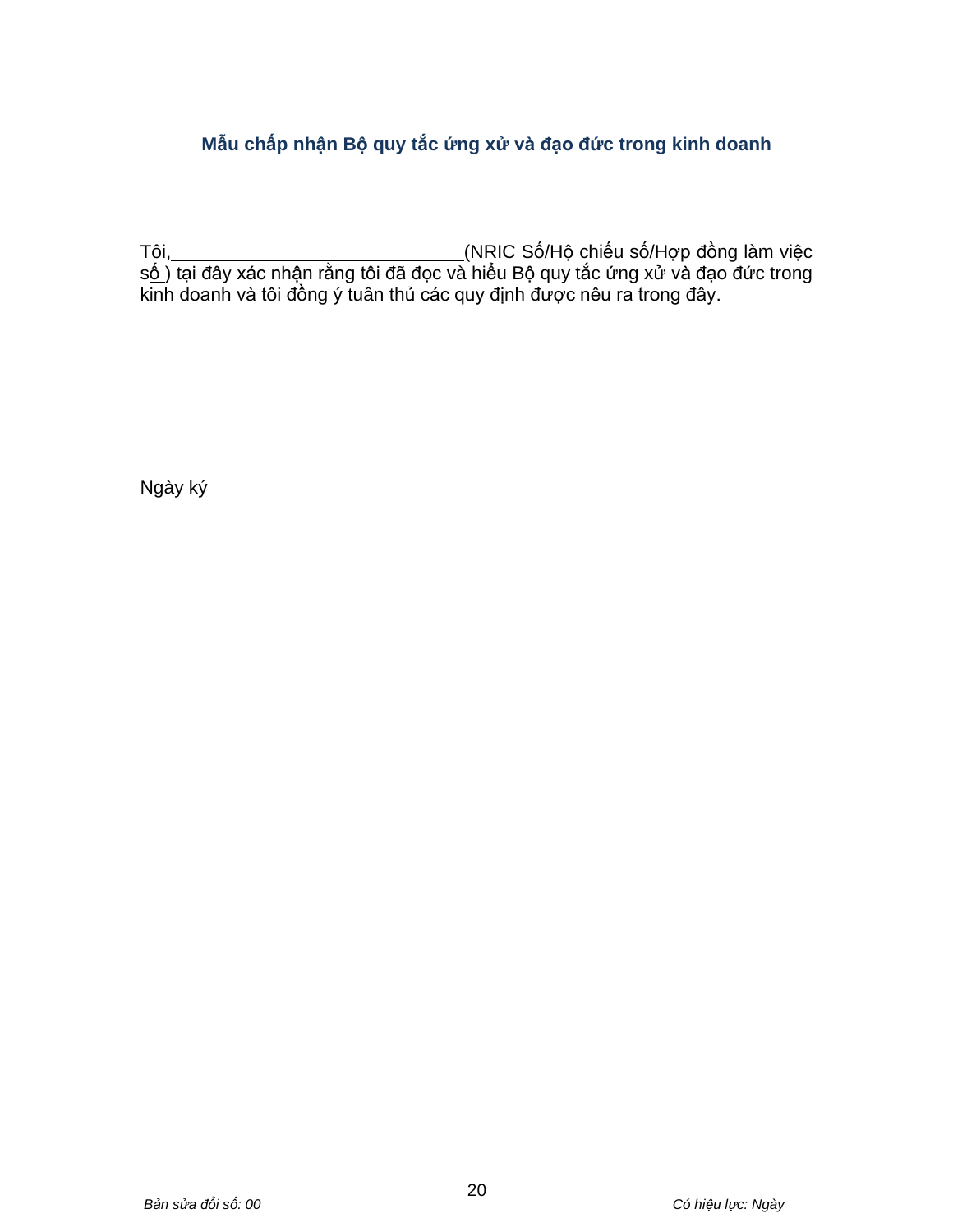## Mẫu chấp nhận Bộ quy tắc ứng xử và đạo đức trong kinh doanh

Tôi,____________________________(NRIC Số/Hộ chiếu số/Hợp đồng làm việc số ) tại đây xác nhận rằng tôi đã đọc và hiểu Bộ quy tắc ứng xử và đạo đức trong kinh doanh và tôi đồng ý tuân thủ các quy định được nêu ra trong đây.

Ngày ký